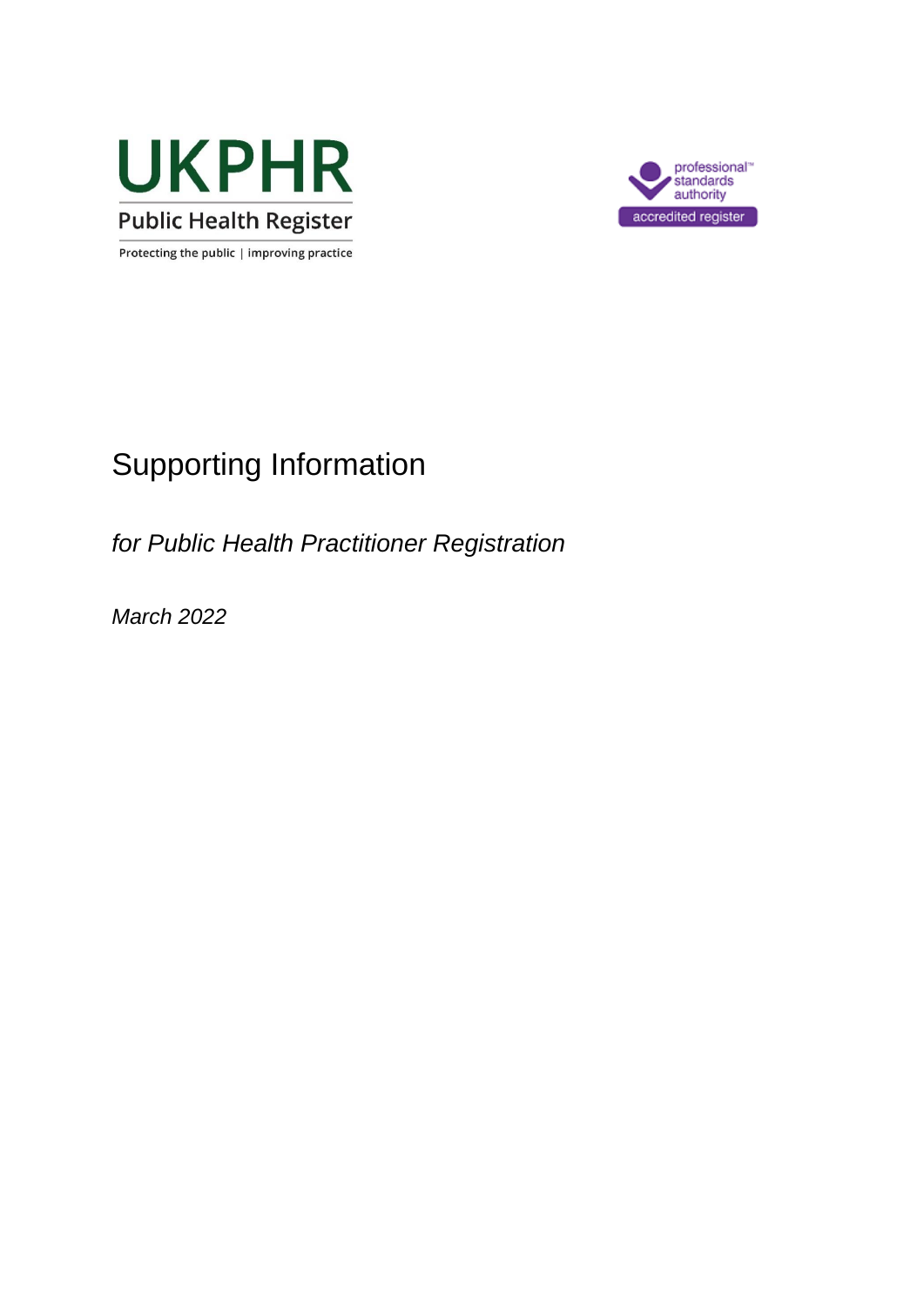UKPHR

Public Health Register

Protecting the public | improving practice

professional standards authority

accredited register

# Supporting Information

*for Public Health Practitioner Registration*

*March 2022*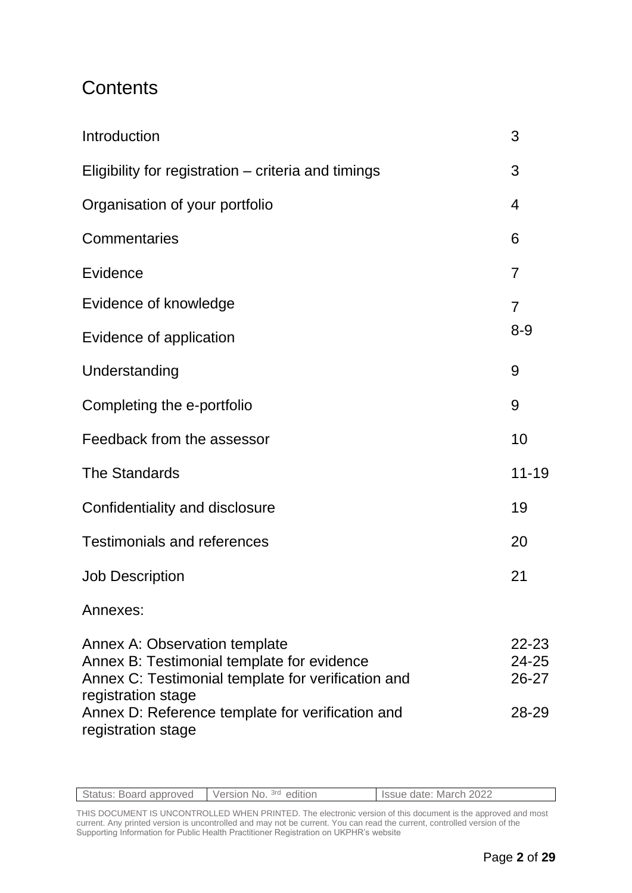# Contents

| | |
|---|---|
| Introduction | 3 |
| Eligibility for registration – criteria and timings | 3 |
| Organisation of your portfolio | 4 |
| Commentaries | 6 |
| Evidence | 7 |
| Evidence of knowledge | 7 |
| Evidence of application | 8-9 |
| Understanding | 9 |
| Completing the e-portfolio | 9 |
| Feedback from the assessor | 10 |
| The Standards | 11-19 |
| Confidentiality and disclosure | 19 |
| Testimonials and references | 20 |
| Job Description | 21 |
| Annexes: | |
| Annex A: Observation template | 22-23 |
| Annex B: Testimonial template for evidence | 24-25 |
| Annex C: Testimonial template for verification and registration stage | 26-27 |
| Annex D: Reference template for verification and registration stage | 28-29 |

| Status: Board approved | Version No. 3rd edition | Issue date: March 2022 |
|---|---|---|

THIS DOCUMENT IS UNCONTROLLED WHEN PRINTED. The electronic version of this document is the approved and most current. Any printed version is uncontrolled and may not be current. You can read the current, controlled version of the Supporting Information for Public Health Practitioner Registration on UKPHR's website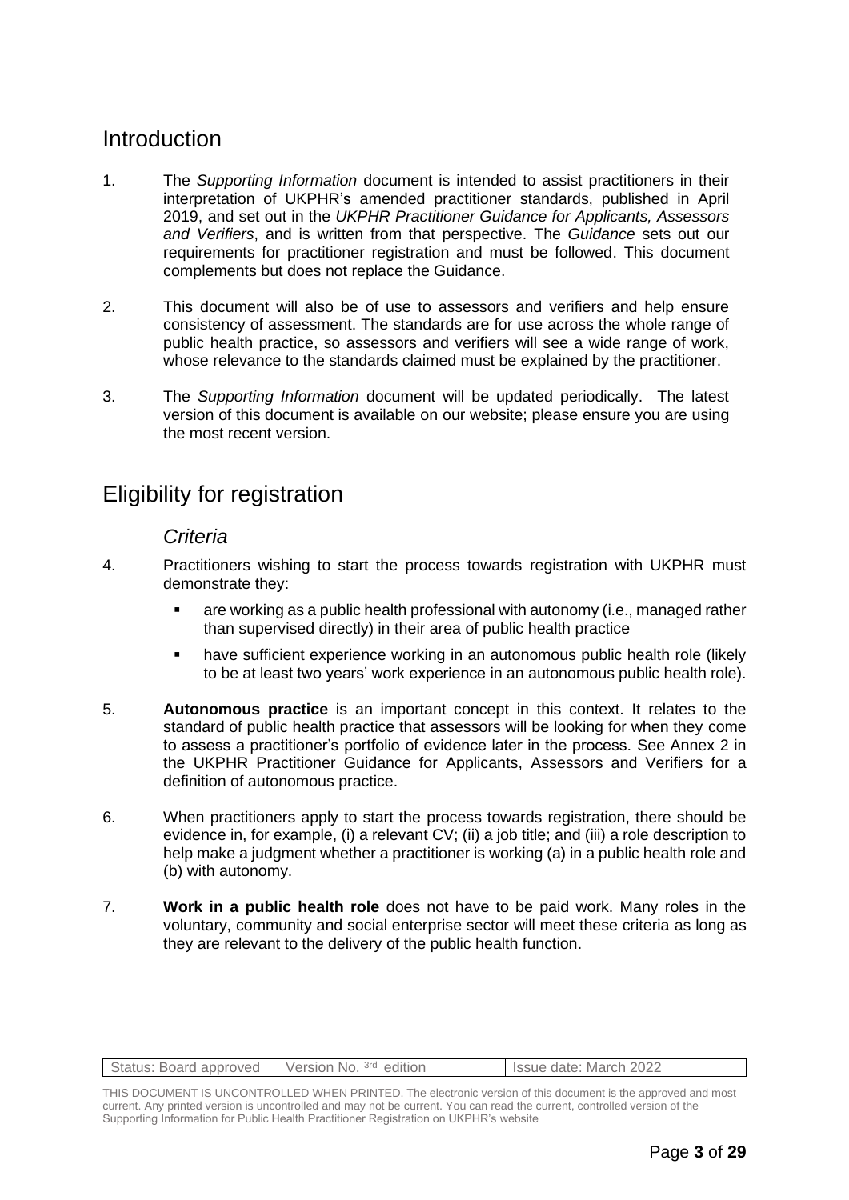## Introduction

1. The *Supporting Information* document is intended to assist practitioners in their interpretation of UKPHR's amended practitioner standards, published in April 2019, and set out in the *UKPHR Practitioner Guidance for Applicants, Assessors and Verifiers*, and is written from that perspective. The *Guidance* sets out our requirements for practitioner registration and must be followed. This document complements but does not replace the Guidance.

2. This document will also be of use to assessors and verifiers and help ensure consistency of assessment. The standards are for use across the whole range of public health practice, so assessors and verifiers will see a wide range of work, whose relevance to the standards claimed must be explained by the practitioner.

3. The *Supporting Information* document will be updated periodically. The latest version of this document is available on our website; please ensure you are using the most recent version.

## Eligibility for registration

### *Criteria*

4. Practitioners wishing to start the process towards registration with UKPHR must demonstrate they:

   - are working as a public health professional with autonomy (i.e., managed rather than supervised directly) in their area of public health practice
   - have sufficient experience working in an autonomous public health role (likely to be at least two years' work experience in an autonomous public health role).

5. **Autonomous practice** is an important concept in this context. It relates to the standard of public health practice that assessors will be looking for when they come to assess a practitioner's portfolio of evidence later in the process. See Annex 2 in the UKPHR Practitioner Guidance for Applicants, Assessors and Verifiers for a definition of autonomous practice.

6. When practitioners apply to start the process towards registration, there should be evidence in, for example, (i) a relevant CV; (ii) a job title; and (iii) a role description to help make a judgment whether a practitioner is working (a) in a public health role and (b) with autonomy.

7. **Work in a public health role** does not have to be paid work. Many roles in the voluntary, community and social enterprise sector will meet these criteria as long as they are relevant to the delivery of the public health function.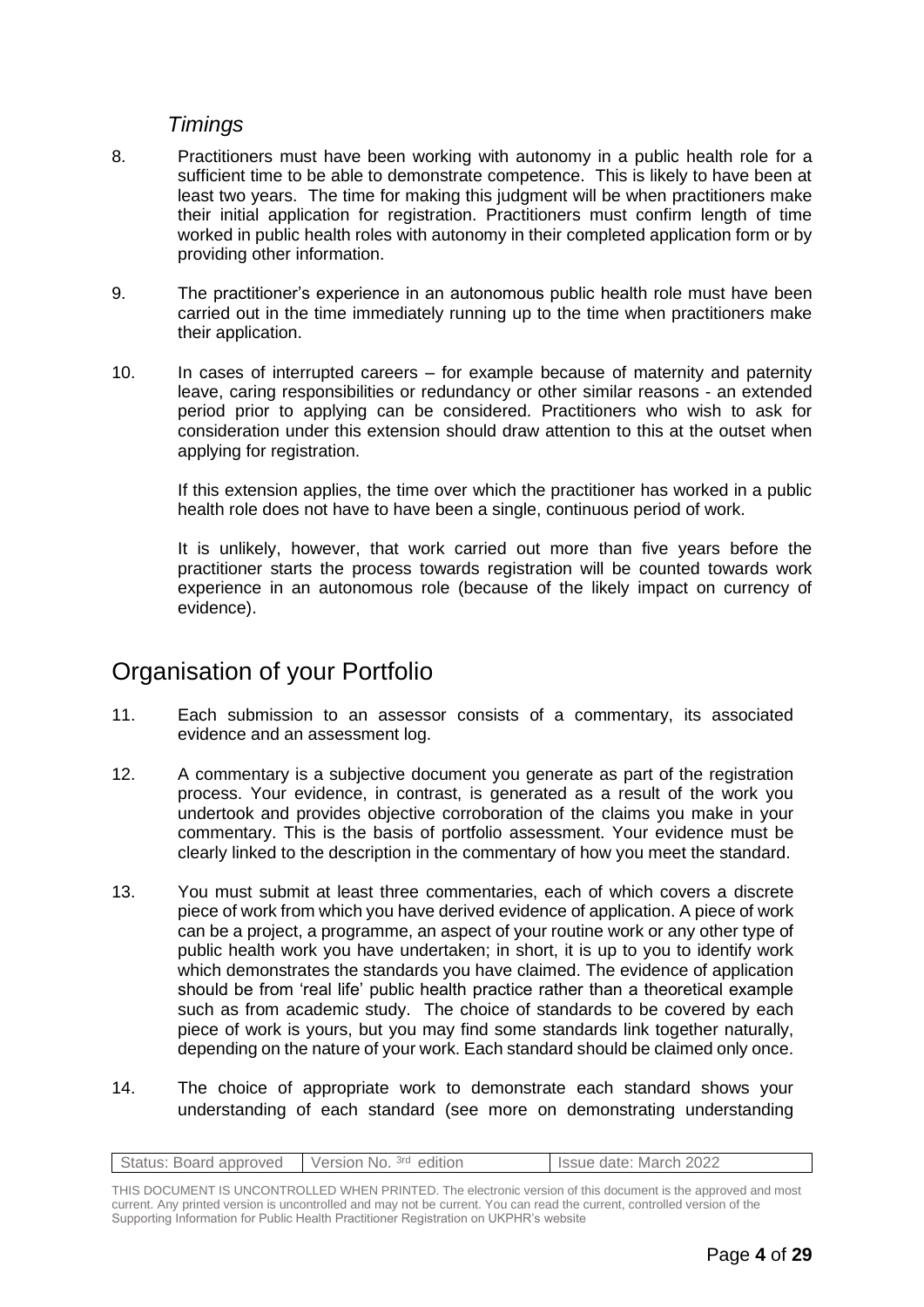### *Timings*

8. Practitioners must have been working with autonomy in a public health role for a sufficient time to be able to demonstrate competence. This is likely to have been at least two years. The time for making this judgment will be when practitioners make their initial application for registration. Practitioners must confirm length of time worked in public health roles with autonomy in their completed application form or by providing other information.

9. The practitioner's experience in an autonomous public health role must have been carried out in the time immediately running up to the time when practitioners make their application.

10. In cases of interrupted careers – for example because of maternity and paternity leave, caring responsibilities or redundancy or other similar reasons - an extended period prior to applying can be considered. Practitioners who wish to ask for consideration under this extension should draw attention to this at the outset when applying for registration.

    If this extension applies, the time over which the practitioner has worked in a public health role does not have to have been a single, continuous period of work.

    It is unlikely, however, that work carried out more than five years before the practitioner starts the process towards registration will be counted towards work experience in an autonomous role (because of the likely impact on currency of evidence).

## Organisation of your Portfolio

11. Each submission to an assessor consists of a commentary, its associated evidence and an assessment log.

12. A commentary is a subjective document you generate as part of the registration process. Your evidence, in contrast, is generated as a result of the work you undertook and provides objective corroboration of the claims you make in your commentary. This is the basis of portfolio assessment. Your evidence must be clearly linked to the description in the commentary of how you meet the standard.

13. You must submit at least three commentaries, each of which covers a discrete piece of work from which you have derived evidence of application. A piece of work can be a project, a programme, an aspect of your routine work or any other type of public health work you have undertaken; in short, it is up to you to identify work which demonstrates the standards you have claimed. The evidence of application should be from 'real life' public health practice rather than a theoretical example such as from academic study. The choice of standards to be covered by each piece of work is yours, but you may find some standards link together naturally, depending on the nature of your work. Each standard should be claimed only once.

14. The choice of appropriate work to demonstrate each standard shows your understanding of each standard (see more on demonstrating understanding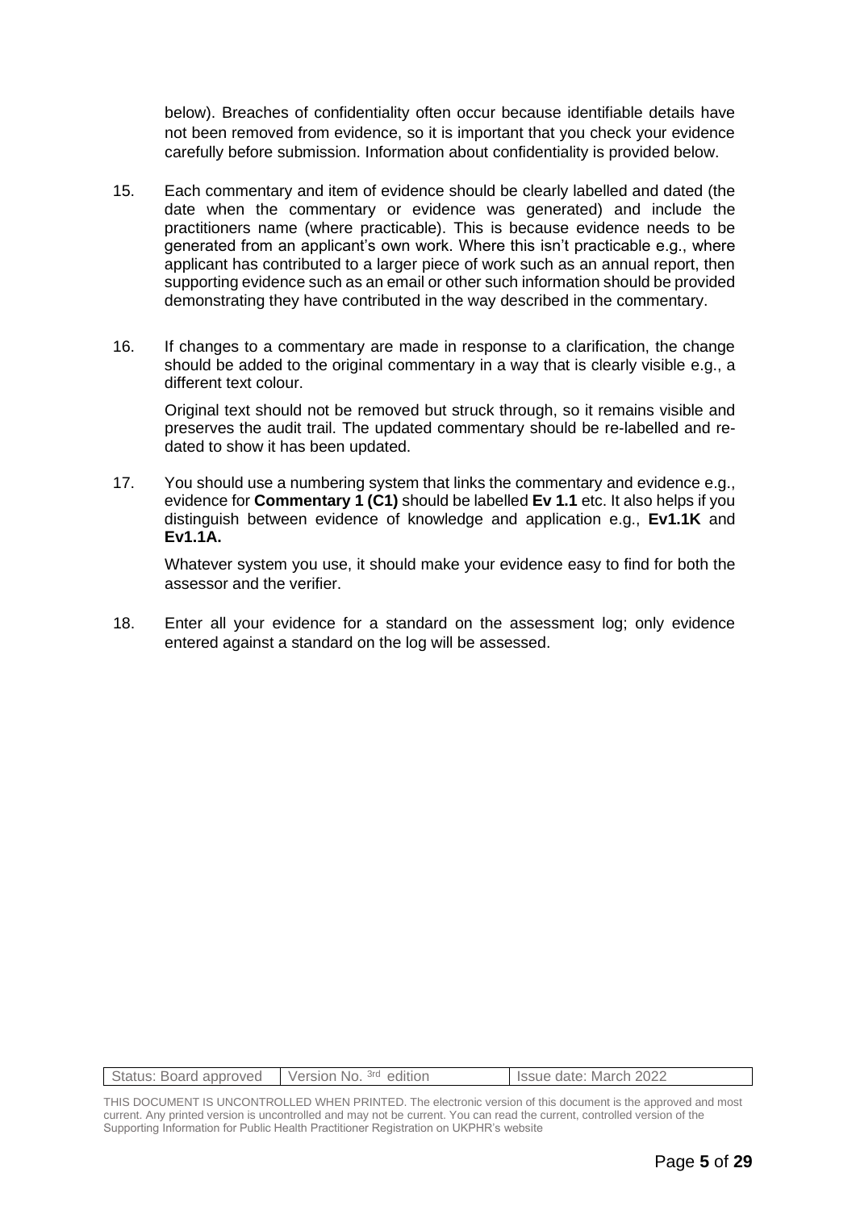below). Breaches of confidentiality often occur because identifiable details have not been removed from evidence, so it is important that you check your evidence carefully before submission. Information about confidentiality is provided below.

15. Each commentary and item of evidence should be clearly labelled and dated (the date when the commentary or evidence was generated) and include the practitioners name (where practicable). This is because evidence needs to be generated from an applicant's own work. Where this isn't practicable e.g., where applicant has contributed to a larger piece of work such as an annual report, then supporting evidence such as an email or other such information should be provided demonstrating they have contributed in the way described in the commentary.

16. If changes to a commentary are made in response to a clarification, the change should be added to the original commentary in a way that is clearly visible e.g., a different text colour.

    Original text should not be removed but struck through, so it remains visible and preserves the audit trail. The updated commentary should be re-labelled and re-dated to show it has been updated.

17. You should use a numbering system that links the commentary and evidence e.g., evidence for **Commentary 1 (C1)** should be labelled **Ev 1.1** etc. It also helps if you distinguish between evidence of knowledge and application e.g., **Ev1.1K** and **Ev1.1A.**

    Whatever system you use, it should make your evidence easy to find for both the assessor and the verifier.

18. Enter all your evidence for a standard on the assessment log; only evidence entered against a standard on the log will be assessed.

| Status: Board approved | Version No. 3rd edition | Issue date: March 2022 |
|---|---|---|

THIS DOCUMENT IS UNCONTROLLED WHEN PRINTED. The electronic version of this document is the approved and most current. Any printed version is uncontrolled and may not be current. You can read the current, controlled version of the Supporting Information for Public Health Practitioner Registration on UKPHR's website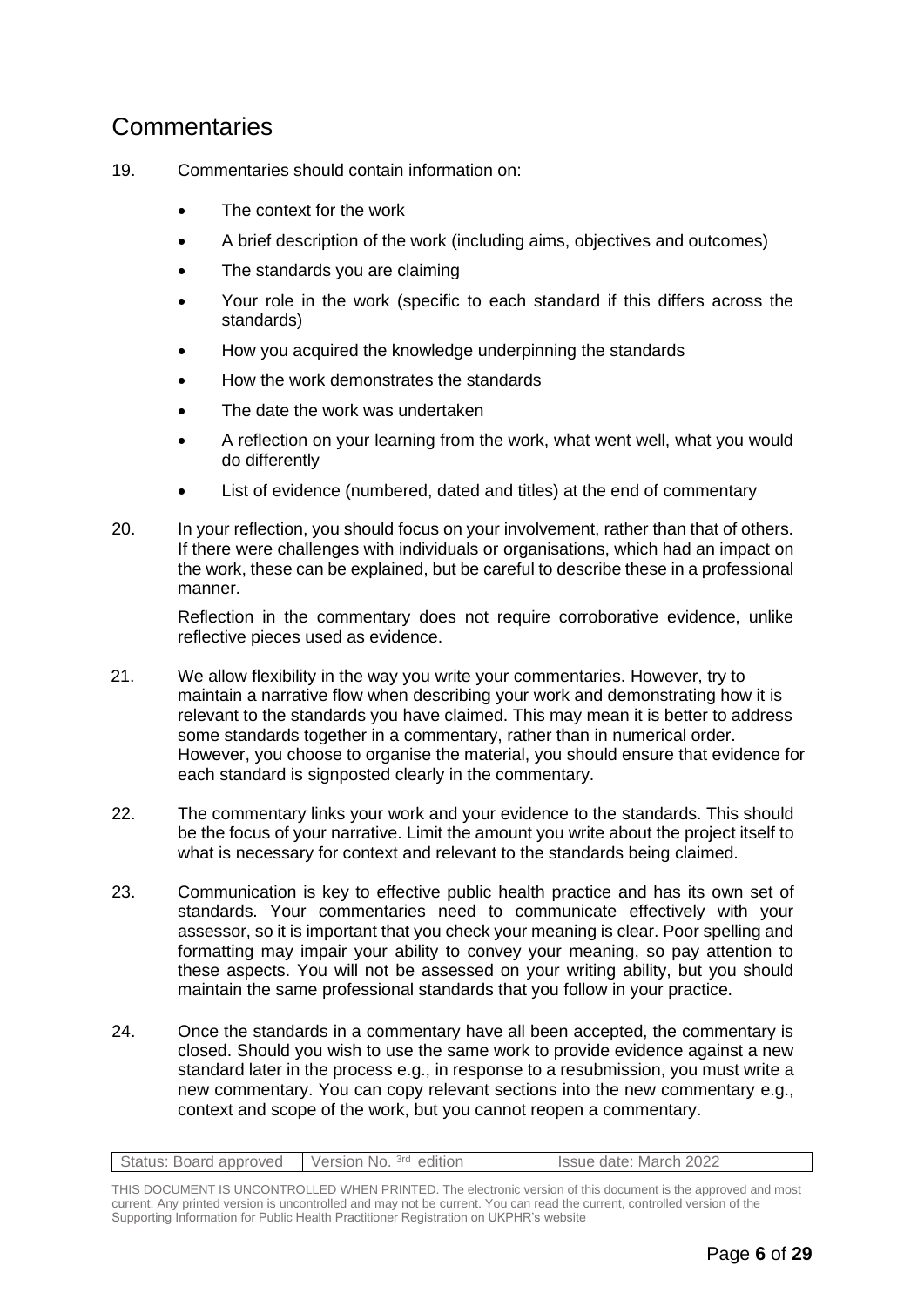## Commentaries

19. Commentaries should contain information on:

    - The context for the work
    - A brief description of the work (including aims, objectives and outcomes)
    - The standards you are claiming
    - Your role in the work (specific to each standard if this differs across the standards)
    - How you acquired the knowledge underpinning the standards
    - How the work demonstrates the standards
    - The date the work was undertaken
    - A reflection on your learning from the work, what went well, what you would do differently
    - List of evidence (numbered, dated and titles) at the end of commentary

20. In your reflection, you should focus on your involvement, rather than that of others. If there were challenges with individuals or organisations, which had an impact on the work, these can be explained, but be careful to describe these in a professional manner.

    Reflection in the commentary does not require corroborative evidence, unlike reflective pieces used as evidence.

21. We allow flexibility in the way you write your commentaries. However, try to maintain a narrative flow when describing your work and demonstrating how it is relevant to the standards you have claimed. This may mean it is better to address some standards together in a commentary, rather than in numerical order. However, you choose to organise the material, you should ensure that evidence for each standard is signposted clearly in the commentary.

22. The commentary links your work and your evidence to the standards. This should be the focus of your narrative. Limit the amount you write about the project itself to what is necessary for context and relevant to the standards being claimed.

23. Communication is key to effective public health practice and has its own set of standards. Your commentaries need to communicate effectively with your assessor, so it is important that you check your meaning is clear. Poor spelling and formatting may impair your ability to convey your meaning, so pay attention to these aspects. You will not be assessed on your writing ability, but you should maintain the same professional standards that you follow in your practice.

24. Once the standards in a commentary have all been accepted, the commentary is closed. Should you wish to use the same work to provide evidence against a new standard later in the process e.g., in response to a resubmission, you must write a new commentary. You can copy relevant sections into the new commentary e.g., context and scope of the work, but you cannot reopen a commentary.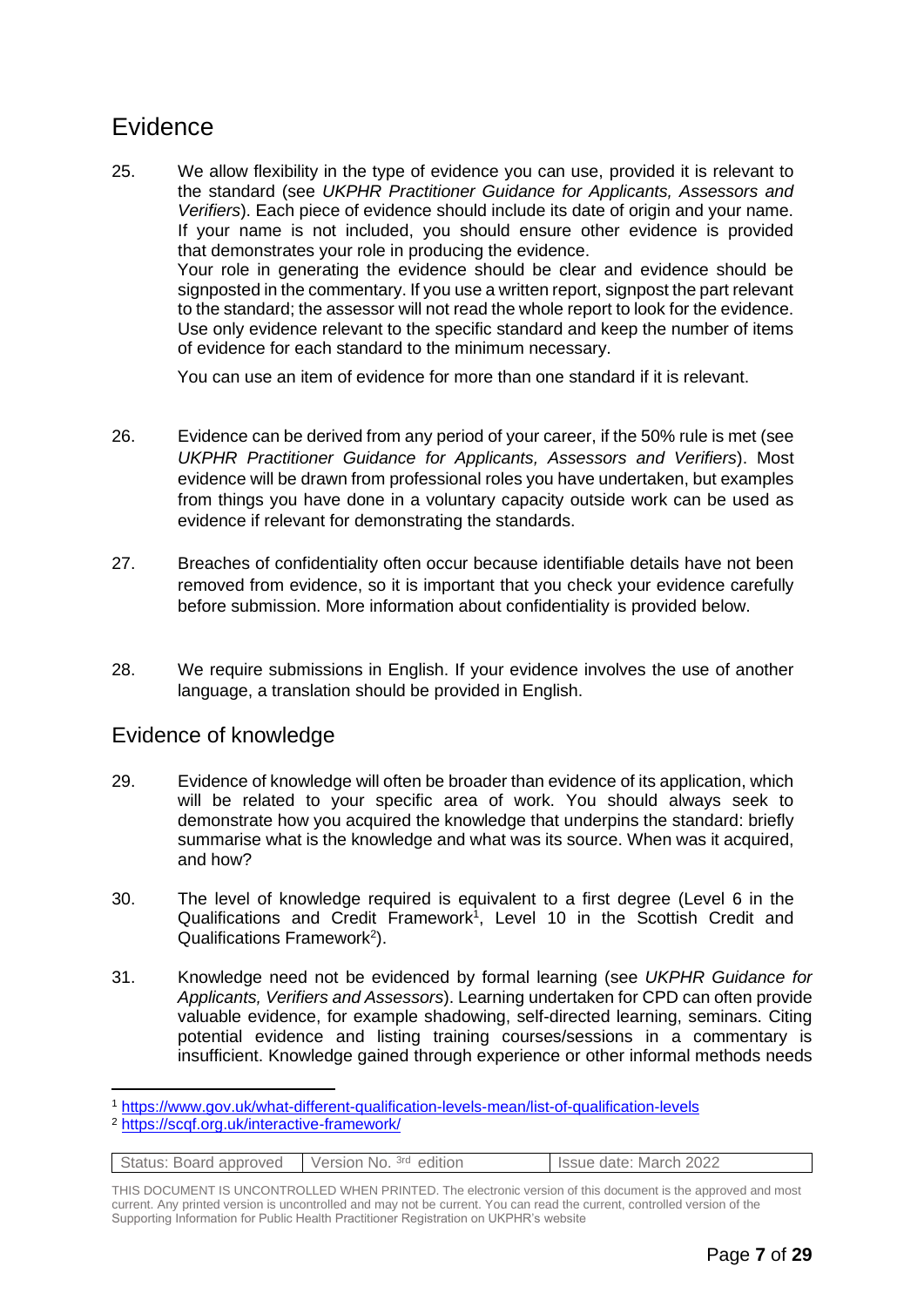## Evidence

25. We allow flexibility in the type of evidence you can use, provided it is relevant to the standard (see *UKPHR Practitioner Guidance for Applicants, Assessors and Verifiers*). Each piece of evidence should include its date of origin and your name. If your name is not included, you should ensure other evidence is provided that demonstrates your role in producing the evidence.
Your role in generating the evidence should be clear and evidence should be signposted in the commentary. If you use a written report, signpost the part relevant to the standard; the assessor will not read the whole report to look for the evidence. Use only evidence relevant to the specific standard and keep the number of items of evidence for each standard to the minimum necessary.

    You can use an item of evidence for more than one standard if it is relevant.

26. Evidence can be derived from any period of your career, if the 50% rule is met (see *UKPHR Practitioner Guidance for Applicants, Assessors and Verifiers*). Most evidence will be drawn from professional roles you have undertaken, but examples from things you have done in a voluntary capacity outside work can be used as evidence if relevant for demonstrating the standards.

27. Breaches of confidentiality often occur because identifiable details have not been removed from evidence, so it is important that you check your evidence carefully before submission. More information about confidentiality is provided below.

28. We require submissions in English. If your evidence involves the use of another language, a translation should be provided in English.

## Evidence of knowledge

29. Evidence of knowledge will often be broader than evidence of its application, which will be related to your specific area of work. You should always seek to demonstrate how you acquired the knowledge that underpins the standard: briefly summarise what is the knowledge and what was its source. When was it acquired, and how?

30. The level of knowledge required is equivalent to a first degree (Level 6 in the Qualifications and Credit Framework[1], Level 10 in the Scottish Credit and Qualifications Framework[2]).

31. Knowledge need not be evidenced by formal learning (see *UKPHR Guidance for Applicants, Verifiers and Assessors*). Learning undertaken for CPD can often provide valuable evidence, for example shadowing, self-directed learning, seminars. Citing potential evidence and listing training courses/sessions in a commentary is insufficient. Knowledge gained through experience or other informal methods needs

[1] https://www.gov.uk/what-different-qualification-levels-mean/list-of-qualification-levels

[2] https://scqf.org.uk/interactive-framework/

| Status: Board approved | Version No. 3rd edition | Issue date: March 2022 |
|---|---|---|

THIS DOCUMENT IS UNCONTROLLED WHEN PRINTED. The electronic version of this document is the approved and most current. Any printed version is uncontrolled and may not be current. You can read the current, controlled version of the Supporting Information for Public Health Practitioner Registration on UKPHR's website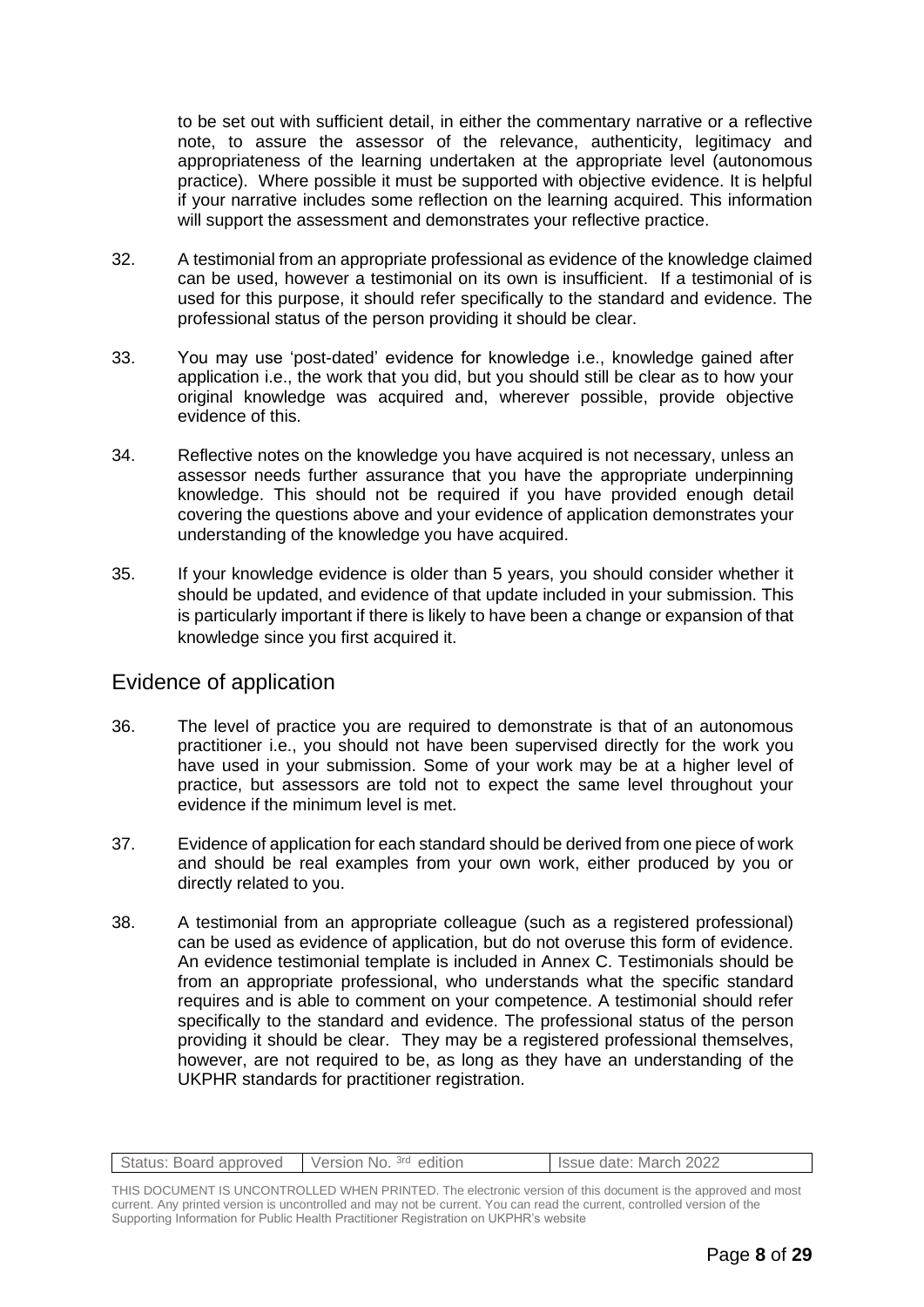to be set out with sufficient detail, in either the commentary narrative or a reflective note, to assure the assessor of the relevance, authenticity, legitimacy and appropriateness of the learning undertaken at the appropriate level (autonomous practice). Where possible it must be supported with objective evidence. It is helpful if your narrative includes some reflection on the learning acquired. This information will support the assessment and demonstrates your reflective practice.

32. A testimonial from an appropriate professional as evidence of the knowledge claimed can be used, however a testimonial on its own is insufficient. If a testimonial of is used for this purpose, it should refer specifically to the standard and evidence. The professional status of the person providing it should be clear.

33. You may use 'post-dated' evidence for knowledge i.e., knowledge gained after application i.e., the work that you did, but you should still be clear as to how your original knowledge was acquired and, wherever possible, provide objective evidence of this.

34. Reflective notes on the knowledge you have acquired is not necessary, unless an assessor needs further assurance that you have the appropriate underpinning knowledge. This should not be required if you have provided enough detail covering the questions above and your evidence of application demonstrates your understanding of the knowledge you have acquired.

35. If your knowledge evidence is older than 5 years, you should consider whether it should be updated, and evidence of that update included in your submission. This is particularly important if there is likely to have been a change or expansion of that knowledge since you first acquired it.

## Evidence of application

36. The level of practice you are required to demonstrate is that of an autonomous practitioner i.e., you should not have been supervised directly for the work you have used in your submission. Some of your work may be at a higher level of practice, but assessors are told not to expect the same level throughout your evidence if the minimum level is met.

37. Evidence of application for each standard should be derived from one piece of work and should be real examples from your own work, either produced by you or directly related to you.

38. A testimonial from an appropriate colleague (such as a registered professional) can be used as evidence of application, but do not overuse this form of evidence. An evidence testimonial template is included in Annex C. Testimonials should be from an appropriate professional, who understands what the specific standard requires and is able to comment on your competence. A testimonial should refer specifically to the standard and evidence. The professional status of the person providing it should be clear. They may be a registered professional themselves, however, are not required to be, as long as they have an understanding of the UKPHR standards for practitioner registration.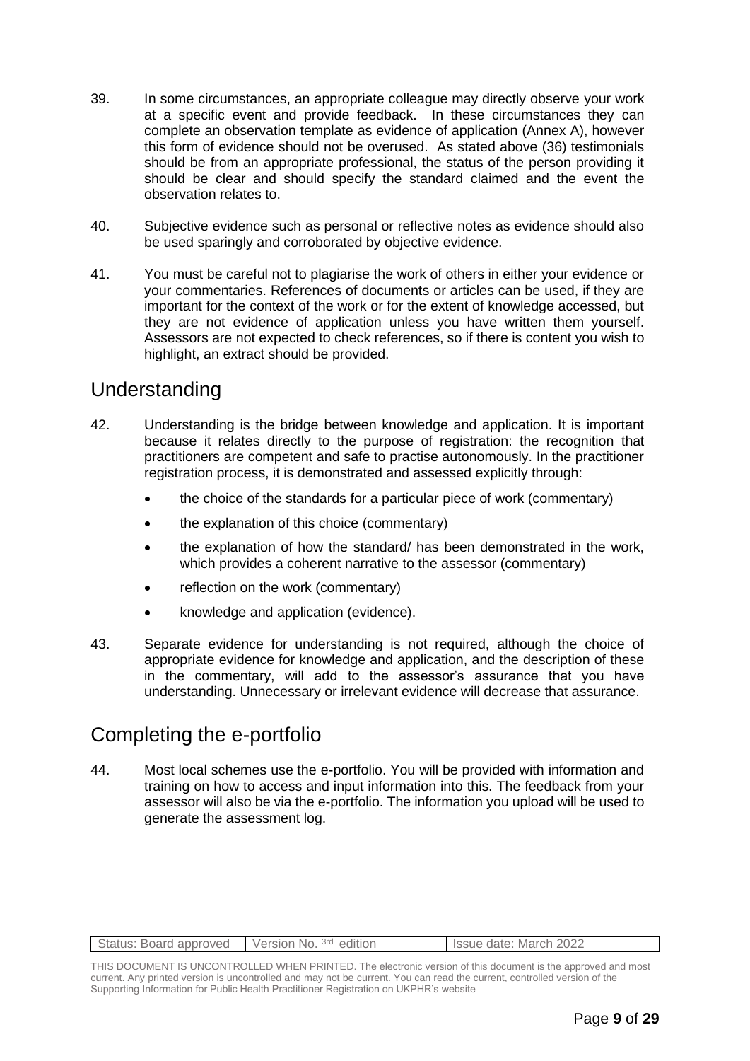39. In some circumstances, an appropriate colleague may directly observe your work at a specific event and provide feedback. In these circumstances they can complete an observation template as evidence of application (Annex A), however this form of evidence should not be overused. As stated above (36) testimonials should be from an appropriate professional, the status of the person providing it should be clear and should specify the standard claimed and the event the observation relates to.

40. Subjective evidence such as personal or reflective notes as evidence should also be used sparingly and corroborated by objective evidence.

41. You must be careful not to plagiarise the work of others in either your evidence or your commentaries. References of documents or articles can be used, if they are important for the context of the work or for the extent of knowledge accessed, but they are not evidence of application unless you have written them yourself. Assessors are not expected to check references, so if there is content you wish to highlight, an extract should be provided.

## Understanding

42. Understanding is the bridge between knowledge and application. It is important because it relates directly to the purpose of registration: the recognition that practitioners are competent and safe to practise autonomously. In the practitioner registration process, it is demonstrated and assessed explicitly through:

    - the choice of the standards for a particular piece of work (commentary)
    - the explanation of this choice (commentary)
    - the explanation of how the standard/ has been demonstrated in the work, which provides a coherent narrative to the assessor (commentary)
    - reflection on the work (commentary)
    - knowledge and application (evidence).

43. Separate evidence for understanding is not required, although the choice of appropriate evidence for knowledge and application, and the description of these in the commentary, will add to the assessor's assurance that you have understanding. Unnecessary or irrelevant evidence will decrease that assurance.

## Completing the e-portfolio

44. Most local schemes use the e-portfolio. You will be provided with information and training on how to access and input information into this. The feedback from your assessor will also be via the e-portfolio. The information you upload will be used to generate the assessment log.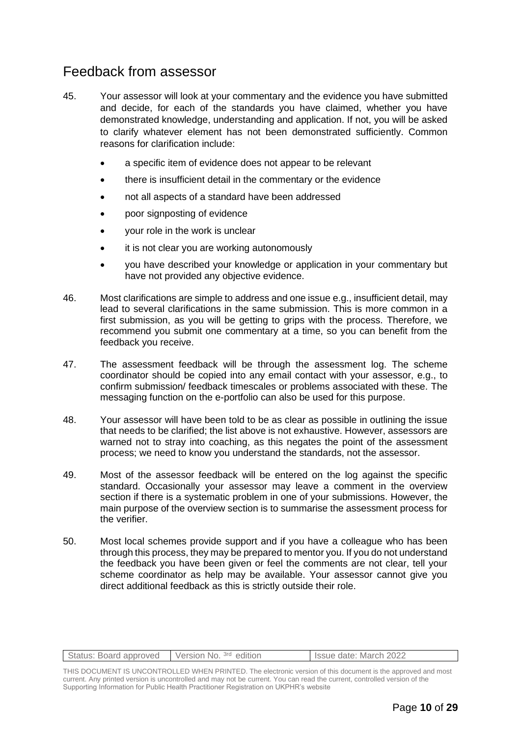## Feedback from assessor

45. Your assessor will look at your commentary and the evidence you have submitted and decide, for each of the standards you have claimed, whether you have demonstrated knowledge, understanding and application. If not, you will be asked to clarify whatever element has not been demonstrated sufficiently. Common reasons for clarification include:

    - a specific item of evidence does not appear to be relevant
    - there is insufficient detail in the commentary or the evidence
    - not all aspects of a standard have been addressed
    - poor signposting of evidence
    - your role in the work is unclear
    - it is not clear you are working autonomously
    - you have described your knowledge or application in your commentary but have not provided any objective evidence.

46. Most clarifications are simple to address and one issue e.g., insufficient detail, may lead to several clarifications in the same submission. This is more common in a first submission, as you will be getting to grips with the process. Therefore, we recommend you submit one commentary at a time, so you can benefit from the feedback you receive.

47. The assessment feedback will be through the assessment log. The scheme coordinator should be copied into any email contact with your assessor, e.g., to confirm submission/ feedback timescales or problems associated with these. The messaging function on the e-portfolio can also be used for this purpose.

48. Your assessor will have been told to be as clear as possible in outlining the issue that needs to be clarified; the list above is not exhaustive. However, assessors are warned not to stray into coaching, as this negates the point of the assessment process; we need to know you understand the standards, not the assessor.

49. Most of the assessor feedback will be entered on the log against the specific standard. Occasionally your assessor may leave a comment in the overview section if there is a systematic problem in one of your submissions. However, the main purpose of the overview section is to summarise the assessment process for the verifier.

50. Most local schemes provide support and if you have a colleague who has been through this process, they may be prepared to mentor you. If you do not understand the feedback you have been given or feel the comments are not clear, tell your scheme coordinator as help may be available. Your assessor cannot give you direct additional feedback as this is strictly outside their role.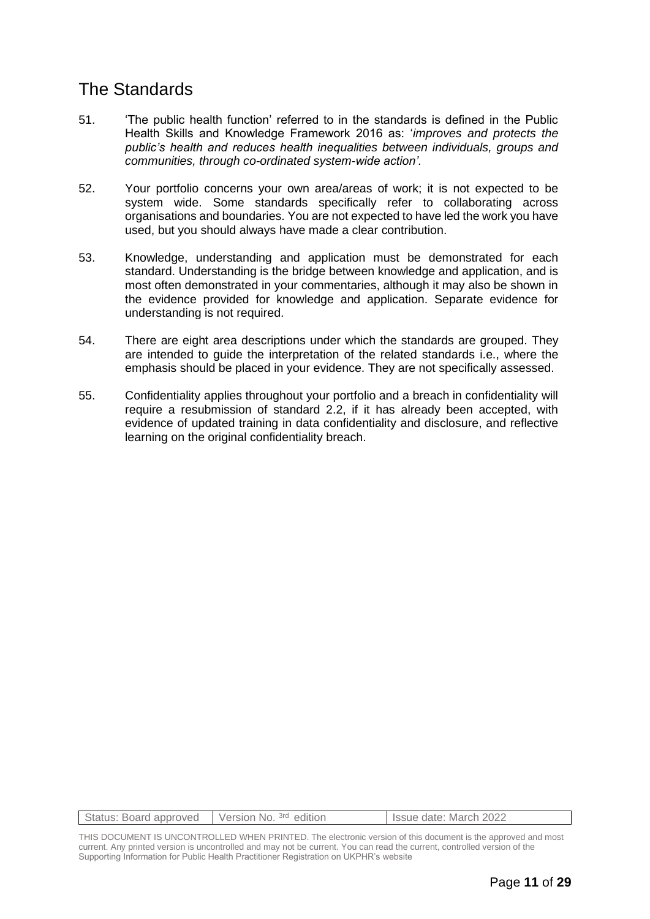## The Standards

51. 'The public health function' referred to in the standards is defined in the Public Health Skills and Knowledge Framework 2016 as: '*improves and protects the public's health and reduces health inequalities between individuals, groups and communities, through co-ordinated system-wide action'*.

52. Your portfolio concerns your own area/areas of work; it is not expected to be system wide. Some standards specifically refer to collaborating across organisations and boundaries. You are not expected to have led the work you have used, but you should always have made a clear contribution.

53. Knowledge, understanding and application must be demonstrated for each standard. Understanding is the bridge between knowledge and application, and is most often demonstrated in your commentaries, although it may also be shown in the evidence provided for knowledge and application. Separate evidence for understanding is not required.

54. There are eight area descriptions under which the standards are grouped. They are intended to guide the interpretation of the related standards i.e., where the emphasis should be placed in your evidence. They are not specifically assessed.

55. Confidentiality applies throughout your portfolio and a breach in confidentiality will require a resubmission of standard 2.2, if it has already been accepted, with evidence of updated training in data confidentiality and disclosure, and reflective learning on the original confidentiality breach.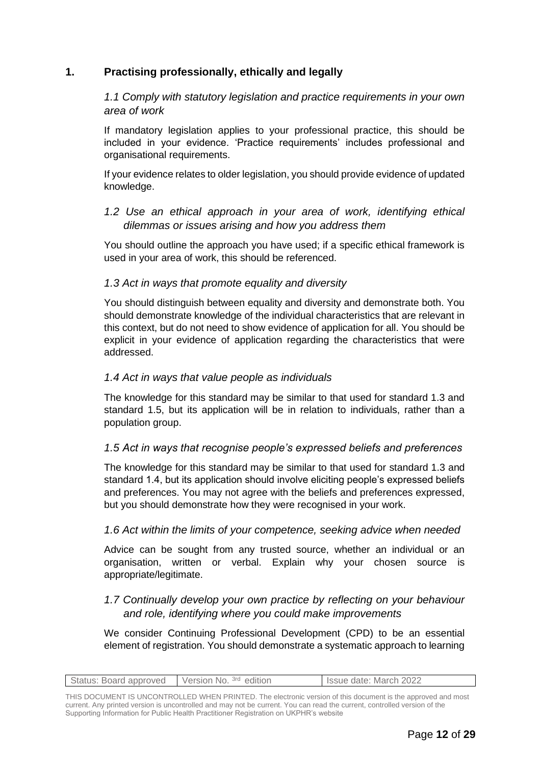## 1. Practising professionally, ethically and legally

### *1.1 Comply with statutory legislation and practice requirements in your own area of work*

If mandatory legislation applies to your professional practice, this should be included in your evidence. 'Practice requirements' includes professional and organisational requirements.

If your evidence relates to older legislation, you should provide evidence of updated knowledge.

### *1.2 Use an ethical approach in your area of work, identifying ethical dilemmas or issues arising and how you address them*

You should outline the approach you have used; if a specific ethical framework is used in your area of work, this should be referenced.

### *1.3 Act in ways that promote equality and diversity*

You should distinguish between equality and diversity and demonstrate both. You should demonstrate knowledge of the individual characteristics that are relevant in this context, but do not need to show evidence of application for all. You should be explicit in your evidence of application regarding the characteristics that were addressed.

### *1.4 Act in ways that value people as individuals*

The knowledge for this standard may be similar to that used for standard 1.3 and standard 1.5, but its application will be in relation to individuals, rather than a population group.

### *1.5 Act in ways that recognise people's expressed beliefs and preferences*

The knowledge for this standard may be similar to that used for standard 1.3 and standard 1.4, but its application should involve eliciting people's expressed beliefs and preferences. You may not agree with the beliefs and preferences expressed, but you should demonstrate how they were recognised in your work.

### *1.6 Act within the limits of your competence, seeking advice when needed*

Advice can be sought from any trusted source, whether an individual or an organisation, written or verbal. Explain why your chosen source is appropriate/legitimate.

### *1.7 Continually develop your own practice by reflecting on your behaviour and role, identifying where you could make improvements*

We consider Continuing Professional Development (CPD) to be an essential element of registration. You should demonstrate a systematic approach to learning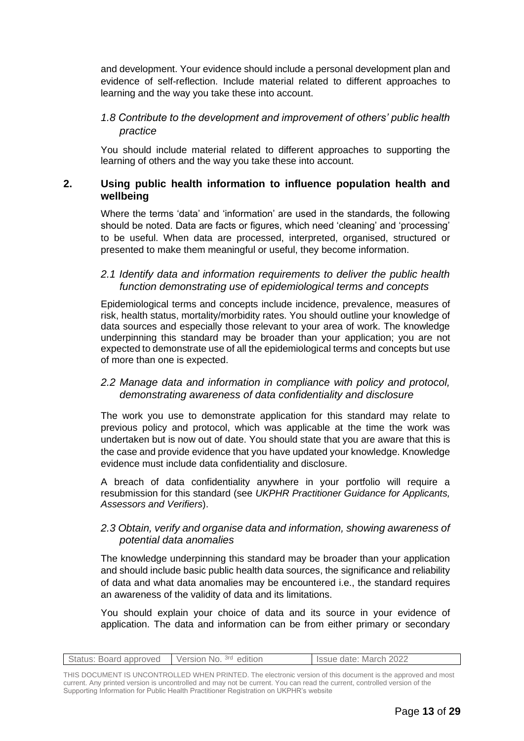and development. Your evidence should include a personal development plan and evidence of self-reflection. Include material related to different approaches to learning and the way you take these into account.

### *1.8 Contribute to the development and improvement of others' public health practice*

You should include material related to different approaches to supporting the learning of others and the way you take these into account.

## 2. Using public health information to influence population health and wellbeing

Where the terms 'data' and 'information' are used in the standards, the following should be noted. Data are facts or figures, which need 'cleaning' and 'processing' to be useful. When data are processed, interpreted, organised, structured or presented to make them meaningful or useful, they become information.

### *2.1 Identify data and information requirements to deliver the public health function demonstrating use of epidemiological terms and concepts*

Epidemiological terms and concepts include incidence, prevalence, measures of risk, health status, mortality/morbidity rates. You should outline your knowledge of data sources and especially those relevant to your area of work. The knowledge underpinning this standard may be broader than your application; you are not expected to demonstrate use of all the epidemiological terms and concepts but use of more than one is expected.

### *2.2 Manage data and information in compliance with policy and protocol, demonstrating awareness of data confidentiality and disclosure*

The work you use to demonstrate application for this standard may relate to previous policy and protocol, which was applicable at the time the work was undertaken but is now out of date. You should state that you are aware that this is the case and provide evidence that you have updated your knowledge. Knowledge evidence must include data confidentiality and disclosure.

A breach of data confidentiality anywhere in your portfolio will require a resubmission for this standard (see *UKPHR Practitioner Guidance for Applicants, Assessors and Verifiers*).

### *2.3 Obtain, verify and organise data and information, showing awareness of potential data anomalies*

The knowledge underpinning this standard may be broader than your application and should include basic public health data sources, the significance and reliability of data and what data anomalies may be encountered i.e., the standard requires an awareness of the validity of data and its limitations.

You should explain your choice of data and its source in your evidence of application. The data and information can be from either primary or secondary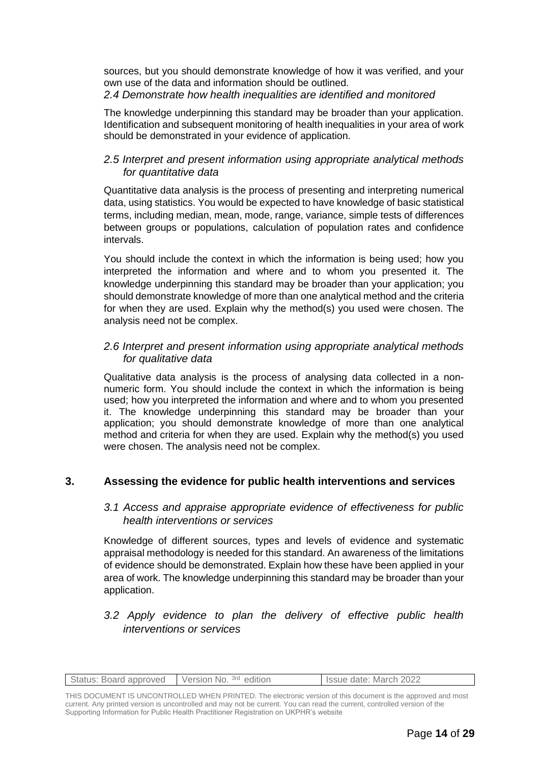sources, but you should demonstrate knowledge of how it was verified, and your own use of the data and information should be outlined.

*2.4 Demonstrate how health inequalities are identified and monitored*

The knowledge underpinning this standard may be broader than your application. Identification and subsequent monitoring of health inequalities in your area of work should be demonstrated in your evidence of application.

*2.5 Interpret and present information using appropriate analytical methods for quantitative data*

Quantitative data analysis is the process of presenting and interpreting numerical data, using statistics. You would be expected to have knowledge of basic statistical terms, including median, mean, mode, range, variance, simple tests of differences between groups or populations, calculation of population rates and confidence intervals.

You should include the context in which the information is being used; how you interpreted the information and where and to whom you presented it. The knowledge underpinning this standard may be broader than your application; you should demonstrate knowledge of more than one analytical method and the criteria for when they are used. Explain why the method(s) you used were chosen. The analysis need not be complex.

*2.6 Interpret and present information using appropriate analytical methods for qualitative data*

Qualitative data analysis is the process of analysing data collected in a non-numeric form. You should include the context in which the information is being used; how you interpreted the information and where and to whom you presented it. The knowledge underpinning this standard may be broader than your application; you should demonstrate knowledge of more than one analytical method and criteria for when they are used. Explain why the method(s) you used were chosen. The analysis need not be complex.

## 3. Assessing the evidence for public health interventions and services

*3.1 Access and appraise appropriate evidence of effectiveness for public health interventions or services*

Knowledge of different sources, types and levels of evidence and systematic appraisal methodology is needed for this standard. An awareness of the limitations of evidence should be demonstrated. Explain how these have been applied in your area of work. The knowledge underpinning this standard may be broader than your application.

*3.2 Apply evidence to plan the delivery of effective public health interventions or services*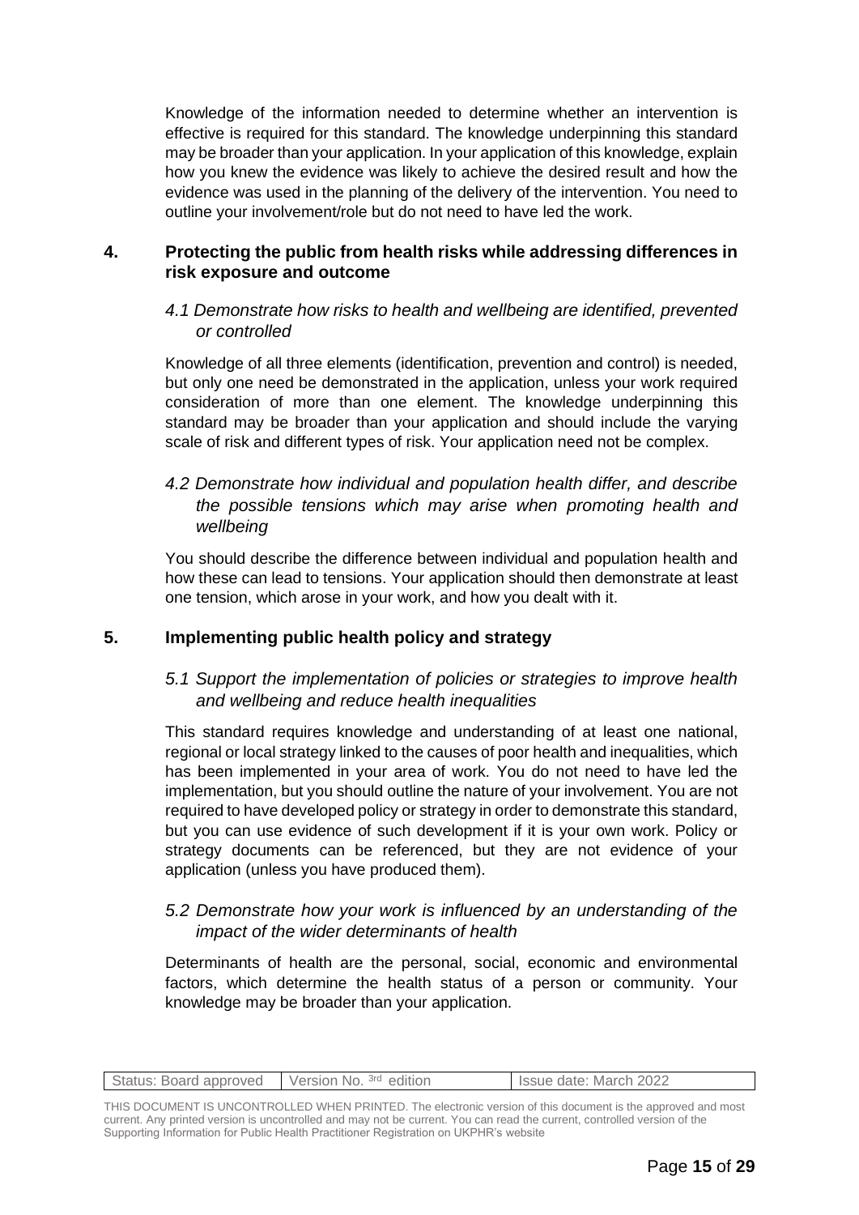Knowledge of the information needed to determine whether an intervention is effective is required for this standard. The knowledge underpinning this standard may be broader than your application. In your application of this knowledge, explain how you knew the evidence was likely to achieve the desired result and how the evidence was used in the planning of the delivery of the intervention. You need to outline your involvement/role but do not need to have led the work.

## 4. Protecting the public from health risks while addressing differences in risk exposure and outcome

### *4.1 Demonstrate how risks to health and wellbeing are identified, prevented or controlled*

Knowledge of all three elements (identification, prevention and control) is needed, but only one need be demonstrated in the application, unless your work required consideration of more than one element. The knowledge underpinning this standard may be broader than your application and should include the varying scale of risk and different types of risk. Your application need not be complex.

### *4.2 Demonstrate how individual and population health differ, and describe the possible tensions which may arise when promoting health and wellbeing*

You should describe the difference between individual and population health and how these can lead to tensions. Your application should then demonstrate at least one tension, which arose in your work, and how you dealt with it.

## 5. Implementing public health policy and strategy

### *5.1 Support the implementation of policies or strategies to improve health and wellbeing and reduce health inequalities*

This standard requires knowledge and understanding of at least one national, regional or local strategy linked to the causes of poor health and inequalities, which has been implemented in your area of work. You do not need to have led the implementation, but you should outline the nature of your involvement. You are not required to have developed policy or strategy in order to demonstrate this standard, but you can use evidence of such development if it is your own work. Policy or strategy documents can be referenced, but they are not evidence of your application (unless you have produced them).

### *5.2 Demonstrate how your work is influenced by an understanding of the impact of the wider determinants of health*

Determinants of health are the personal, social, economic and environmental factors, which determine the health status of a person or community. Your knowledge may be broader than your application.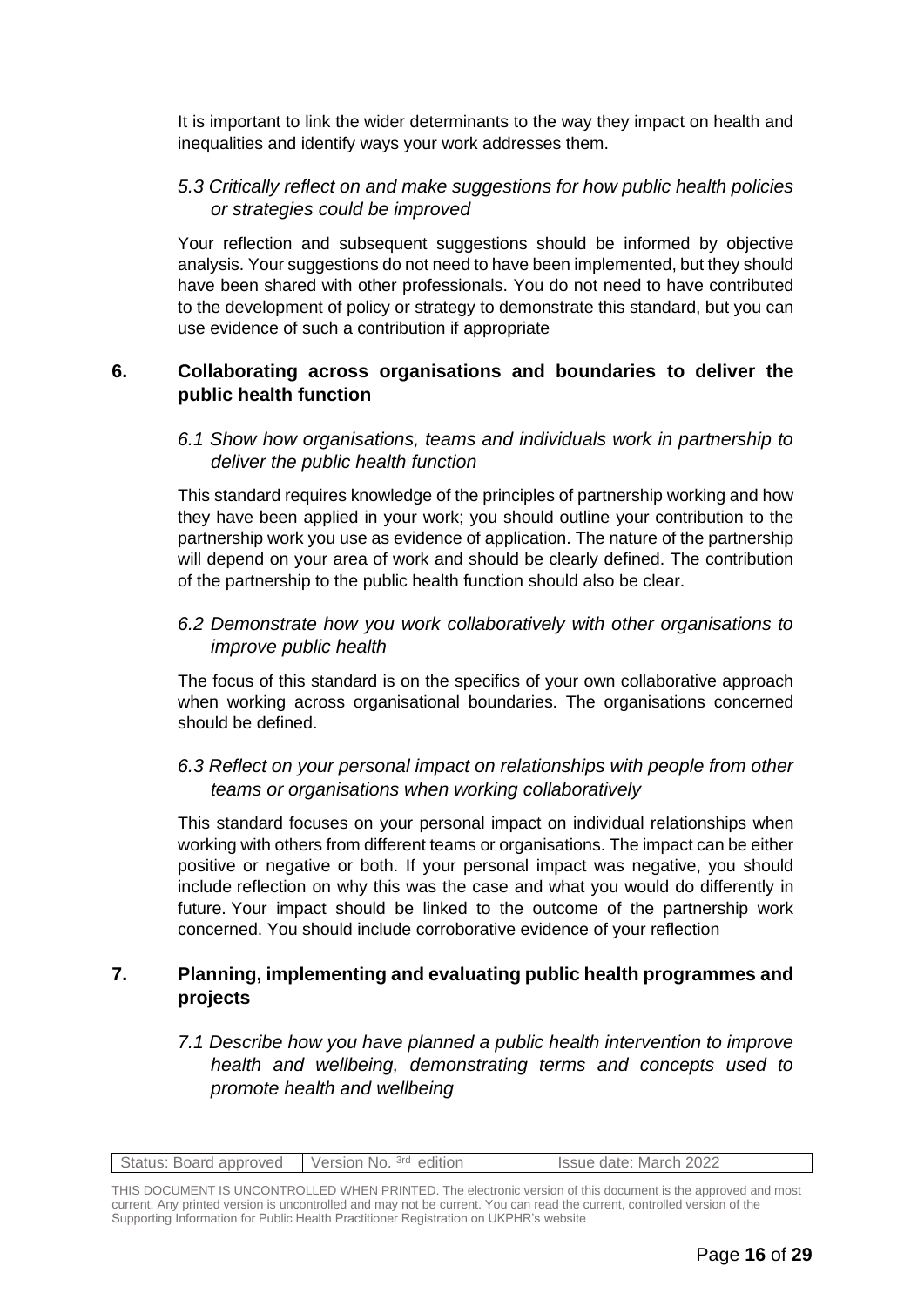It is important to link the wider determinants to the way they impact on health and inequalities and identify ways your work addresses them.

*5.3 Critically reflect on and make suggestions for how public health policies or strategies could be improved*

Your reflection and subsequent suggestions should be informed by objective analysis. Your suggestions do not need to have been implemented, but they should have been shared with other professionals. You do not need to have contributed to the development of policy or strategy to demonstrate this standard, but you can use evidence of such a contribution if appropriate

## 6. Collaborating across organisations and boundaries to deliver the public health function

*6.1 Show how organisations, teams and individuals work in partnership to deliver the public health function*

This standard requires knowledge of the principles of partnership working and how they have been applied in your work; you should outline your contribution to the partnership work you use as evidence of application. The nature of the partnership will depend on your area of work and should be clearly defined. The contribution of the partnership to the public health function should also be clear.

*6.2 Demonstrate how you work collaboratively with other organisations to improve public health*

The focus of this standard is on the specifics of your own collaborative approach when working across organisational boundaries. The organisations concerned should be defined.

*6.3 Reflect on your personal impact on relationships with people from other teams or organisations when working collaboratively*

This standard focuses on your personal impact on individual relationships when working with others from different teams or organisations. The impact can be either positive or negative or both. If your personal impact was negative, you should include reflection on why this was the case and what you would do differently in future. Your impact should be linked to the outcome of the partnership work concerned. You should include corroborative evidence of your reflection

## 7. Planning, implementing and evaluating public health programmes and projects

*7.1 Describe how you have planned a public health intervention to improve health and wellbeing, demonstrating terms and concepts used to promote health and wellbeing*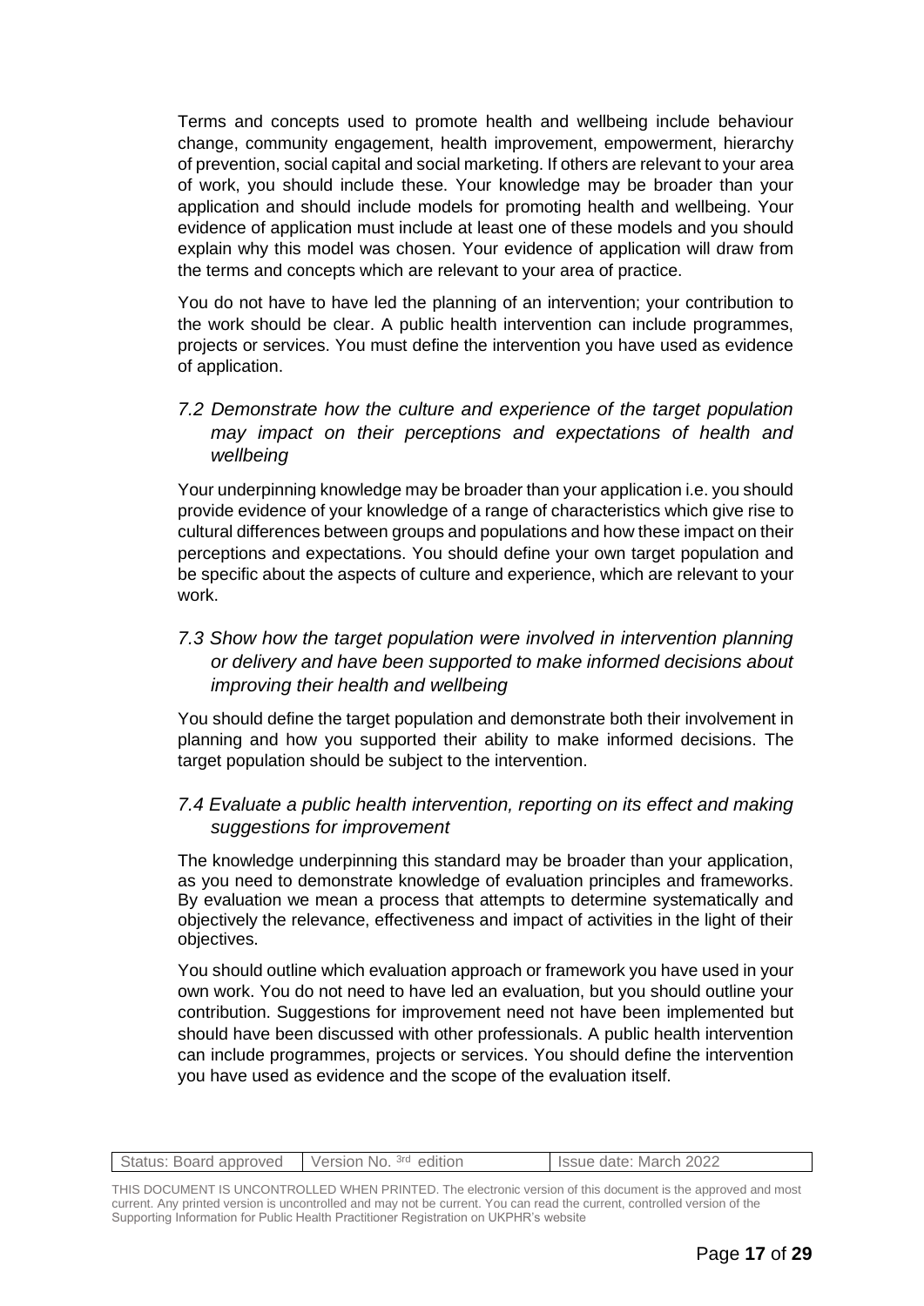Terms and concepts used to promote health and wellbeing include behaviour change, community engagement, health improvement, empowerment, hierarchy of prevention, social capital and social marketing. If others are relevant to your area of work, you should include these. Your knowledge may be broader than your application and should include models for promoting health and wellbeing. Your evidence of application must include at least one of these models and you should explain why this model was chosen. Your evidence of application will draw from the terms and concepts which are relevant to your area of practice.

You do not have to have led the planning of an intervention; your contribution to the work should be clear. A public health intervention can include programmes, projects or services. You must define the intervention you have used as evidence of application.

### *7.2 Demonstrate how the culture and experience of the target population may impact on their perceptions and expectations of health and wellbeing*

Your underpinning knowledge may be broader than your application i.e. you should provide evidence of your knowledge of a range of characteristics which give rise to cultural differences between groups and populations and how these impact on their perceptions and expectations. You should define your own target population and be specific about the aspects of culture and experience, which are relevant to your work.

### *7.3 Show how the target population were involved in intervention planning or delivery and have been supported to make informed decisions about improving their health and wellbeing*

You should define the target population and demonstrate both their involvement in planning and how you supported their ability to make informed decisions. The target population should be subject to the intervention.

### *7.4 Evaluate a public health intervention, reporting on its effect and making suggestions for improvement*

The knowledge underpinning this standard may be broader than your application, as you need to demonstrate knowledge of evaluation principles and frameworks. By evaluation we mean a process that attempts to determine systematically and objectively the relevance, effectiveness and impact of activities in the light of their objectives.

You should outline which evaluation approach or framework you have used in your own work. You do not need to have led an evaluation, but you should outline your contribution. Suggestions for improvement need not have been implemented but should have been discussed with other professionals. A public health intervention can include programmes, projects or services. You should define the intervention you have used as evidence and the scope of the evaluation itself.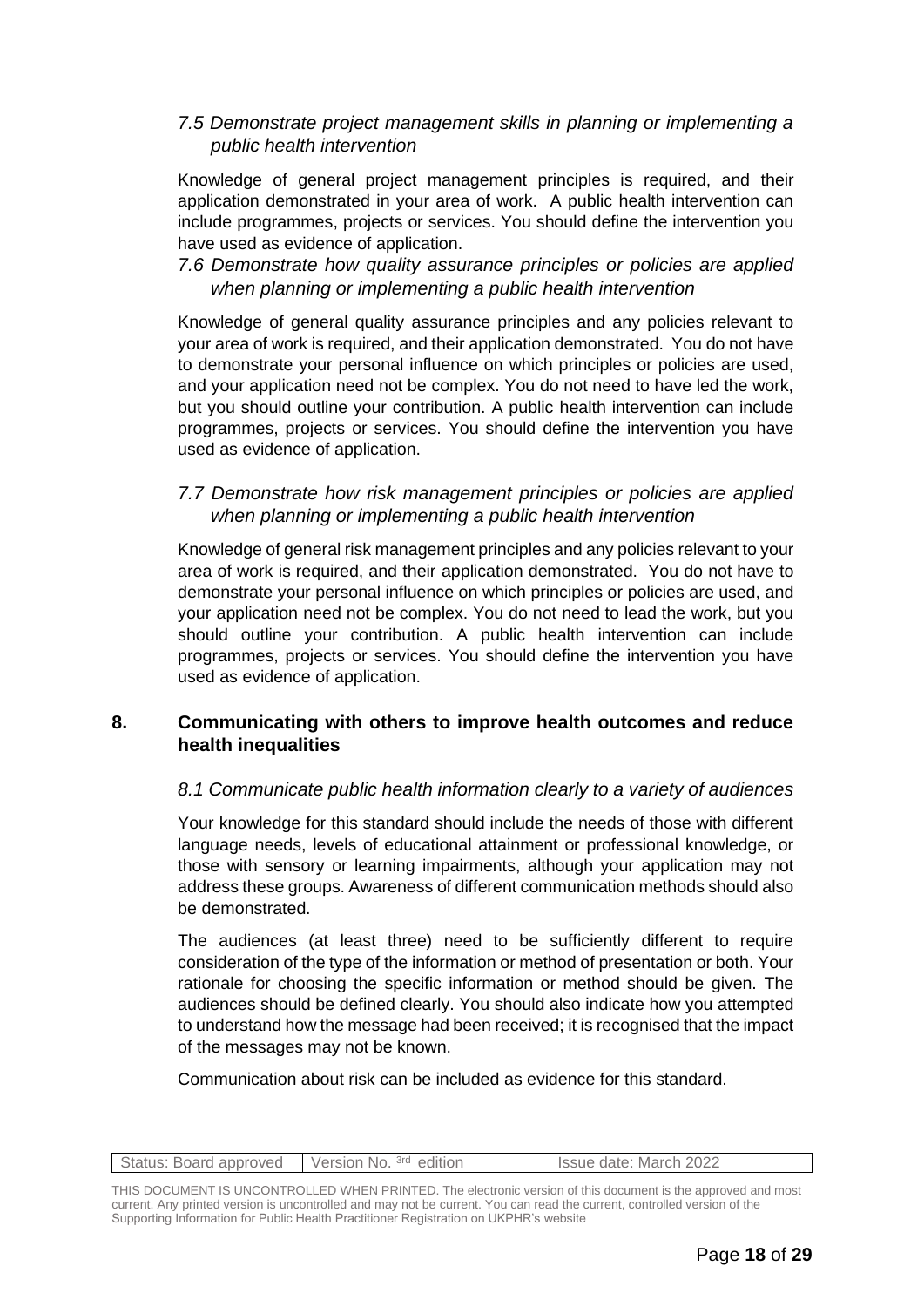*7.5 Demonstrate project management skills in planning or implementing a public health intervention*

Knowledge of general project management principles is required, and their application demonstrated in your area of work. A public health intervention can include programmes, projects or services. You should define the intervention you have used as evidence of application.

*7.6 Demonstrate how quality assurance principles or policies are applied when planning or implementing a public health intervention*

Knowledge of general quality assurance principles and any policies relevant to your area of work is required, and their application demonstrated. You do not have to demonstrate your personal influence on which principles or policies are used, and your application need not be complex. You do not need to have led the work, but you should outline your contribution. A public health intervention can include programmes, projects or services. You should define the intervention you have used as evidence of application.

*7.7 Demonstrate how risk management principles or policies are applied when planning or implementing a public health intervention*

Knowledge of general risk management principles and any policies relevant to your area of work is required, and their application demonstrated. You do not have to demonstrate your personal influence on which principles or policies are used, and your application need not be complex. You do not need to lead the work, but you should outline your contribution. A public health intervention can include programmes, projects or services. You should define the intervention you have used as evidence of application.

## 8. Communicating with others to improve health outcomes and reduce health inequalities

*8.1 Communicate public health information clearly to a variety of audiences*

Your knowledge for this standard should include the needs of those with different language needs, levels of educational attainment or professional knowledge, or those with sensory or learning impairments, although your application may not address these groups. Awareness of different communication methods should also be demonstrated.

The audiences (at least three) need to be sufficiently different to require consideration of the type of the information or method of presentation or both. Your rationale for choosing the specific information or method should be given. The audiences should be defined clearly. You should also indicate how you attempted to understand how the message had been received; it is recognised that the impact of the messages may not be known.

Communication about risk can be included as evidence for this standard.

| Status: Board approved | Version No. 3rd edition | Issue date: March 2022 |
|---|---|---|

THIS DOCUMENT IS UNCONTROLLED WHEN PRINTED. The electronic version of this document is the approved and most current. Any printed version is uncontrolled and may not be current. You can read the current, controlled version of the Supporting Information for Public Health Practitioner Registration on UKPHR's website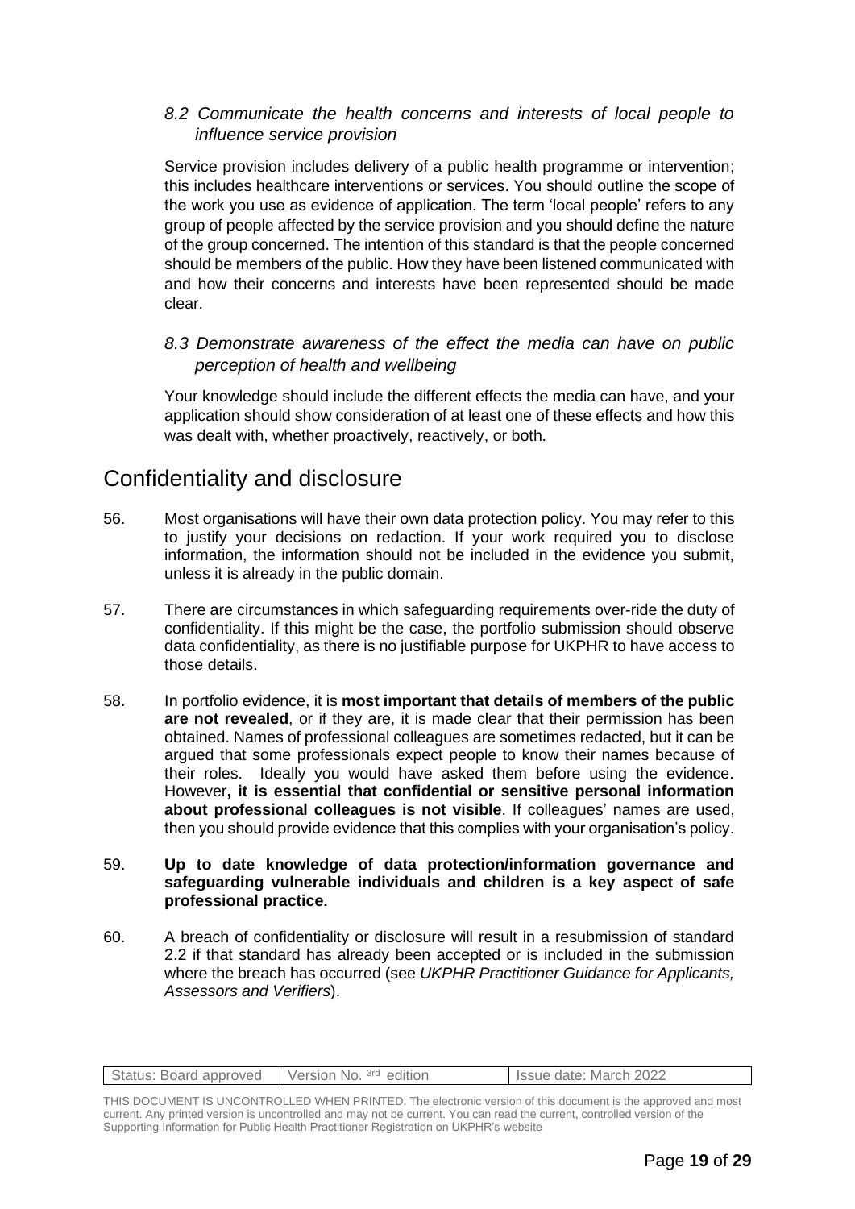*8.2 Communicate the health concerns and interests of local people to influence service provision*

Service provision includes delivery of a public health programme or intervention; this includes healthcare interventions or services. You should outline the scope of the work you use as evidence of application. The term 'local people' refers to any group of people affected by the service provision and you should define the nature of the group concerned. The intention of this standard is that the people concerned should be members of the public. How they have been listened communicated with and how their concerns and interests have been represented should be made clear.

*8.3 Demonstrate awareness of the effect the media can have on public perception of health and wellbeing*

Your knowledge should include the different effects the media can have, and your application should show consideration of at least one of these effects and how this was dealt with, whether proactively, reactively, or both.

## Confidentiality and disclosure

56. Most organisations will have their own data protection policy. You may refer to this to justify your decisions on redaction. If your work required you to disclose information, the information should not be included in the evidence you submit, unless it is already in the public domain.

57. There are circumstances in which safeguarding requirements over-ride the duty of confidentiality. If this might be the case, the portfolio submission should observe data confidentiality, as there is no justifiable purpose for UKPHR to have access to those details.

58. In portfolio evidence, it is **most important that details of members of the public are not revealed**, or if they are, it is made clear that their permission has been obtained. Names of professional colleagues are sometimes redacted, but it can be argued that some professionals expect people to know their names because of their roles. Ideally you would have asked them before using the evidence. However**, it is essential that confidential or sensitive personal information about professional colleagues is not visible**. If colleagues' names are used, then you should provide evidence that this complies with your organisation's policy.

59. **Up to date knowledge of data protection/information governance and safeguarding vulnerable individuals and children is a key aspect of safe professional practice.**

60. A breach of confidentiality or disclosure will result in a resubmission of standard 2.2 if that standard has already been accepted or is included in the submission where the breach has occurred (see *UKPHR Practitioner Guidance for Applicants, Assessors and Verifiers*).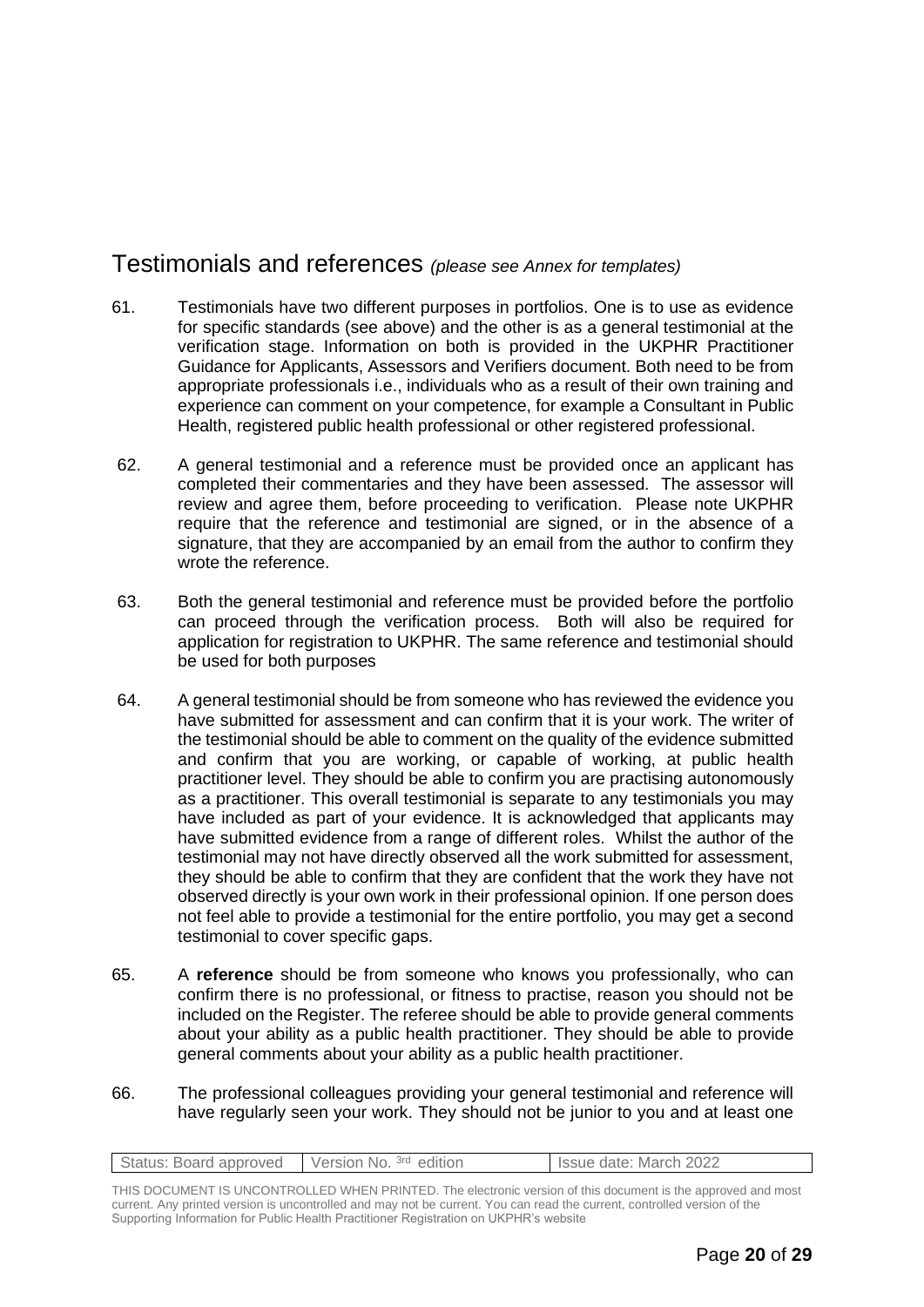## Testimonials and references *(please see Annex for templates)*

61. Testimonials have two different purposes in portfolios. One is to use as evidence for specific standards (see above) and the other is as a general testimonial at the verification stage. Information on both is provided in the UKPHR Practitioner Guidance for Applicants, Assessors and Verifiers document. Both need to be from appropriate professionals i.e., individuals who as a result of their own training and experience can comment on your competence, for example a Consultant in Public Health, registered public health professional or other registered professional.

62. A general testimonial and a reference must be provided once an applicant has completed their commentaries and they have been assessed. The assessor will review and agree them, before proceeding to verification. Please note UKPHR require that the reference and testimonial are signed, or in the absence of a signature, that they are accompanied by an email from the author to confirm they wrote the reference.

63. Both the general testimonial and reference must be provided before the portfolio can proceed through the verification process. Both will also be required for application for registration to UKPHR. The same reference and testimonial should be used for both purposes

64. A general testimonial should be from someone who has reviewed the evidence you have submitted for assessment and can confirm that it is your work. The writer of the testimonial should be able to comment on the quality of the evidence submitted and confirm that you are working, or capable of working, at public health practitioner level. They should be able to confirm you are practising autonomously as a practitioner. This overall testimonial is separate to any testimonials you may have included as part of your evidence. It is acknowledged that applicants may have submitted evidence from a range of different roles. Whilst the author of the testimonial may not have directly observed all the work submitted for assessment, they should be able to confirm that they are confident that the work they have not observed directly is your own work in their professional opinion. If one person does not feel able to provide a testimonial for the entire portfolio, you may get a second testimonial to cover specific gaps.

65. A **reference** should be from someone who knows you professionally, who can confirm there is no professional, or fitness to practise, reason you should not be included on the Register. The referee should be able to provide general comments about your ability as a public health practitioner. They should be able to provide general comments about your ability as a public health practitioner.

66. The professional colleagues providing your general testimonial and reference will have regularly seen your work. They should not be junior to you and at least one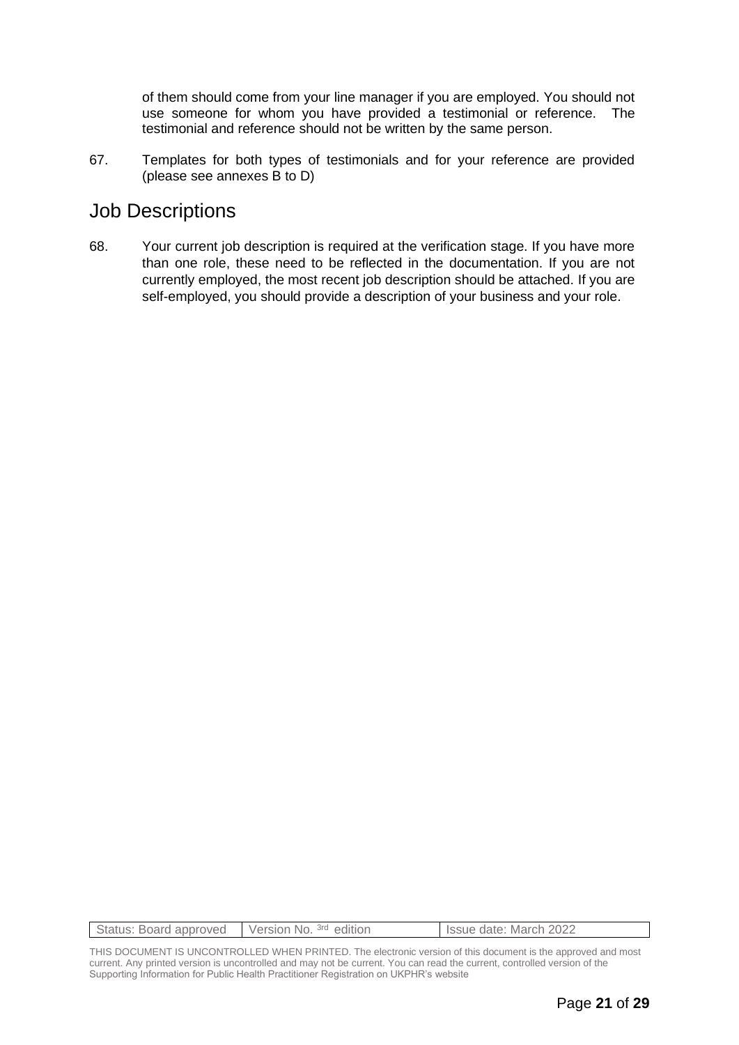of them should come from your line manager if you are employed. You should not use someone for whom you have provided a testimonial or reference. The testimonial and reference should not be written by the same person.

67. Templates for both types of testimonials and for your reference are provided (please see annexes B to D)

## Job Descriptions

68. Your current job description is required at the verification stage. If you have more than one role, these need to be reflected in the documentation. If you are not currently employed, the most recent job description should be attached. If you are self-employed, you should provide a description of your business and your role.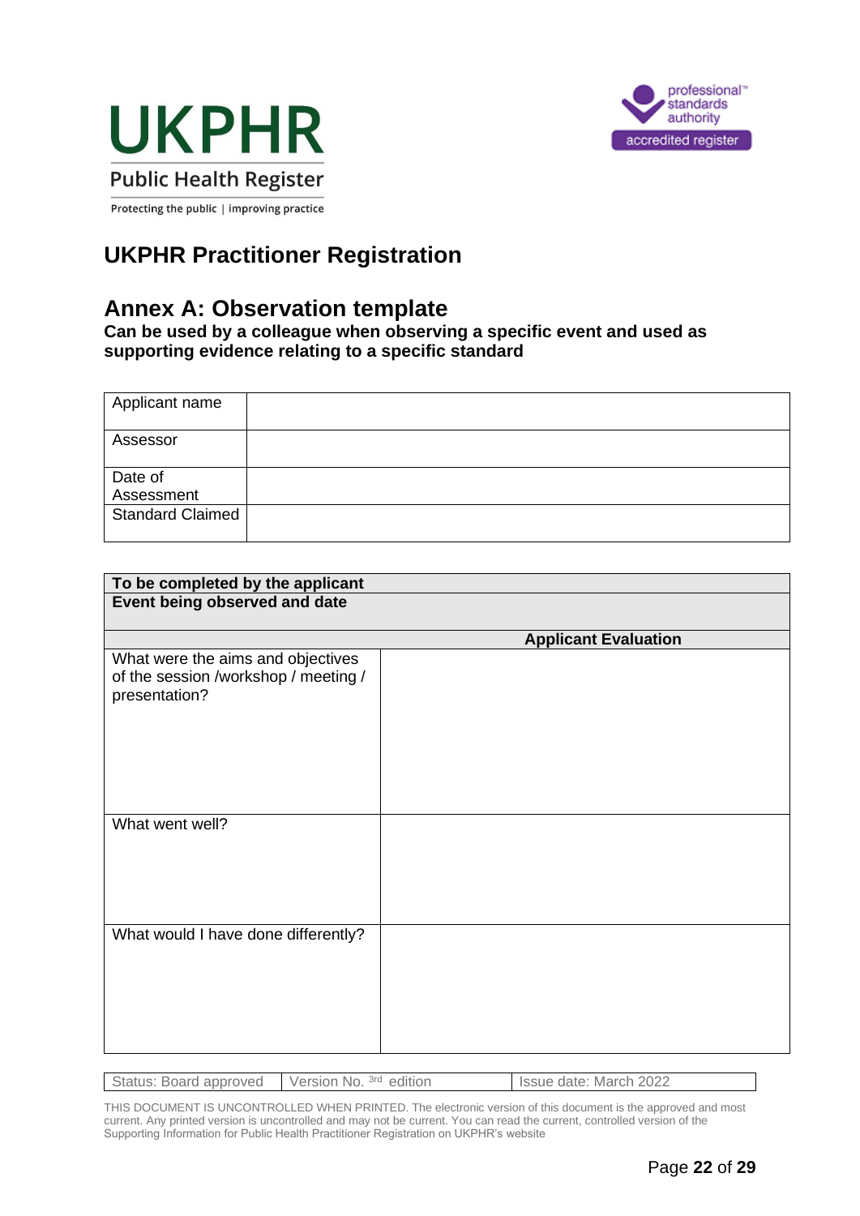UKPHR

Public Health Register

Protecting the public | improving practice

professional standards authority

accredited register

# UKPHR Practitioner Registration

## Annex A: Observation template

**Can be used by a colleague when observing a specific event and used as supporting evidence relating to a specific standard**

| Applicant name | |
|---|---|
| Assessor | |
| Date of Assessment | |
| Standard Claimed | |

| **To be completed by the applicant** **Event being observed and date** | |
|---|---|
| | **Applicant Evaluation** |
| What were the aims and objectives of the session /workshop / meeting / presentation? | |
| What went well? | |
| What would I have done differently? | |

| Status: Board approved | Version No. 3rd edition | Issue date: March 2022 |
|---|---|---|

THIS DOCUMENT IS UNCONTROLLED WHEN PRINTED. The electronic version of this document is the approved and most current. Any printed version is uncontrolled and may not be current. You can read the current, controlled version of the Supporting Information for Public Health Practitioner Registration on UKPHR's website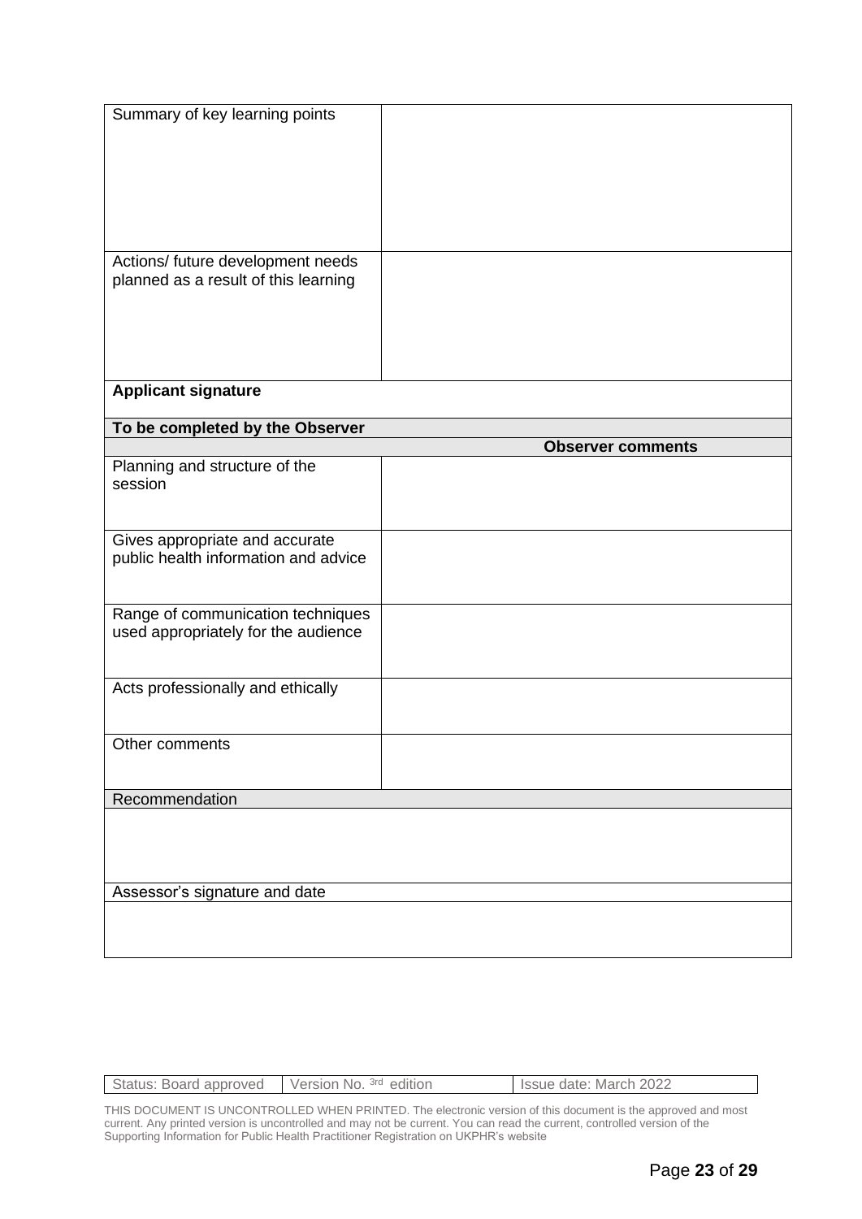| Summary of key learning points | |
|---|---|
| Actions/ future development needs planned as a result of this learning | |
| **Applicant signature** | |
| **To be completed by the Observer** | |
| | **Observer comments** |
| Planning and structure of the session | |
| Gives appropriate and accurate public health information and advice | |
| Range of communication techniques used appropriately for the audience | |
| Acts professionally and ethically | |
| Other comments | |
| Recommendation | |
| | |
| Assessor's signature and date | |
| | |

| Status: Board approved | Version No. 3rd edition | Issue date: March 2022 |
|---|---|---|

THIS DOCUMENT IS UNCONTROLLED WHEN PRINTED. The electronic version of this document is the approved and most current. Any printed version is uncontrolled and may not be current. You can read the current, controlled version of the Supporting Information for Public Health Practitioner Registration on UKPHR's website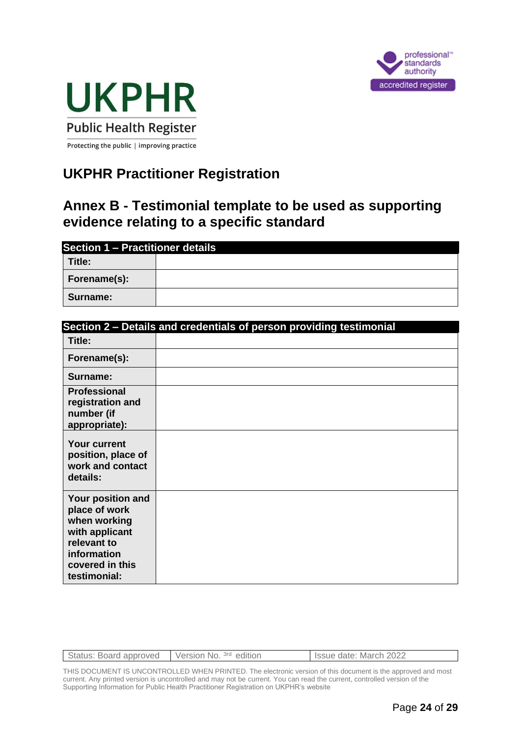UKPHR

Public Health Register

Protecting the public | improving practice

professional standards authority

accredited register

# UKPHR Practitioner Registration

## Annex B - Testimonial template to be used as supporting evidence relating to a specific standard

| **Section 1 – Practitioner details** | |
|---|---|
| **Title:** | |
| **Forename(s):** | |
| **Surname:** | |

| **Section 2 – Details and credentials of person providing testimonial** | |
|---|---|
| **Title:** | |
| **Forename(s):** | |
| **Surname:** | |
| **Professional registration and number (if appropriate):** | |
| **Your current position, place of work and contact details:** | |
| **Your position and place of work when working with applicant relevant to information covered in this testimonial:** | |

| Status: Board approved | Version No. 3rd edition | Issue date: March 2022 |
|---|---|---|

THIS DOCUMENT IS UNCONTROLLED WHEN PRINTED. The electronic version of this document is the approved and most current. Any printed version is uncontrolled and may not be current. You can read the current, controlled version of the Supporting Information for Public Health Practitioner Registration on UKPHR's website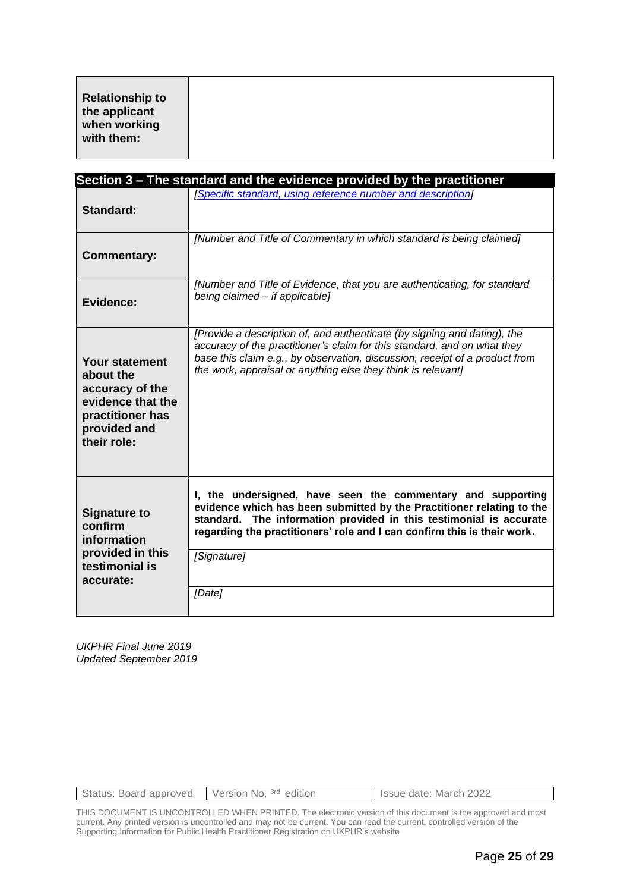| **Relationship to the applicant when working with them:** | |
|---|---|

## Section 3 – The standard and the evidence provided by the practitioner

| | |
|---|---|
| **Standard:** | *[Specific standard, using reference number and description]* |
| **Commentary:** | *[Number and Title of Commentary in which standard is being claimed]* |
| **Evidence:** | *[Number and Title of Evidence, that you are authenticating, for standard being claimed – if applicable]* |
| **Your statement about the accuracy of the evidence that the practitioner has provided and their role:** | *[Provide a description of, and authenticate (by signing and dating), the accuracy of the practitioner's claim for this standard, and on what they base this claim e.g., by observation, discussion, receipt of a product from the work, appraisal or anything else they think is relevant]* |
| **Signature to confirm information provided in this testimonial is accurate:** | **I, the undersigned, have seen the commentary and supporting evidence which has been submitted by the Practitioner relating to the standard. The information provided in this testimonial is accurate regarding the practitioners' role and I can confirm this is their work.** |
| | *[Signature]* |
| | *[Date]* |

*UKPHR Final June 2019*
*Updated September 2019*

| Status: Board approved | Version No. 3rd edition | Issue date: March 2022 |
|---|---|---|

THIS DOCUMENT IS UNCONTROLLED WHEN PRINTED. The electronic version of this document is the approved and most current. Any printed version is uncontrolled and may not be current. You can read the current, controlled version of the Supporting Information for Public Health Practitioner Registration on UKPHR's website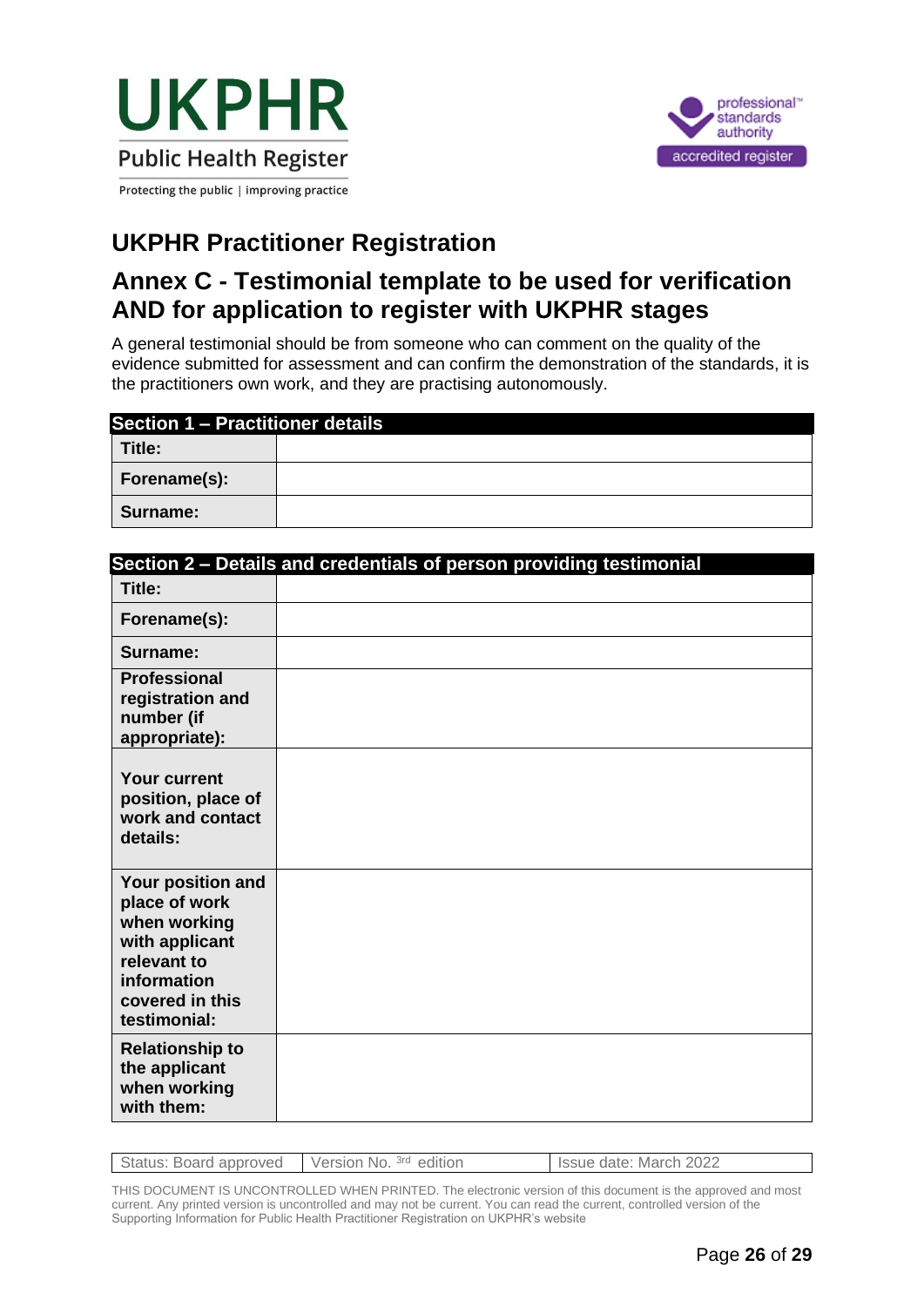**UKPHR**
Public Health Register
Protecting the public | improving practice

professional standards authority
accredited register

# UKPHR Practitioner Registration

## Annex C - Testimonial template to be used for verification AND for application to register with UKPHR stages

A general testimonial should be from someone who can comment on the quality of the evidence submitted for assessment and can confirm the demonstration of the standards, it is the practitioners own work, and they are practising autonomously.

| **Section 1 – Practitioner details** | |
|---|---|
| **Title:** | |
| **Forename(s):** | |
| **Surname:** | |

| **Section 2 – Details and credentials of person providing testimonial** | |
|---|---|
| **Title:** | |
| **Forename(s):** | |
| **Surname:** | |
| **Professional registration and number (if appropriate):** | |
| **Your current position, place of work and contact details:** | |
| **Your position and place of work when working with applicant relevant to information covered in this testimonial:** | |
| **Relationship to the applicant when working with them:** | |

| Status: Board approved | Version No. 3rd edition | Issue date: March 2022 |
|---|---|---|

THIS DOCUMENT IS UNCONTROLLED WHEN PRINTED. The electronic version of this document is the approved and most current. Any printed version is uncontrolled and may not be current. You can read the current, controlled version of the Supporting Information for Public Health Practitioner Registration on UKPHR's website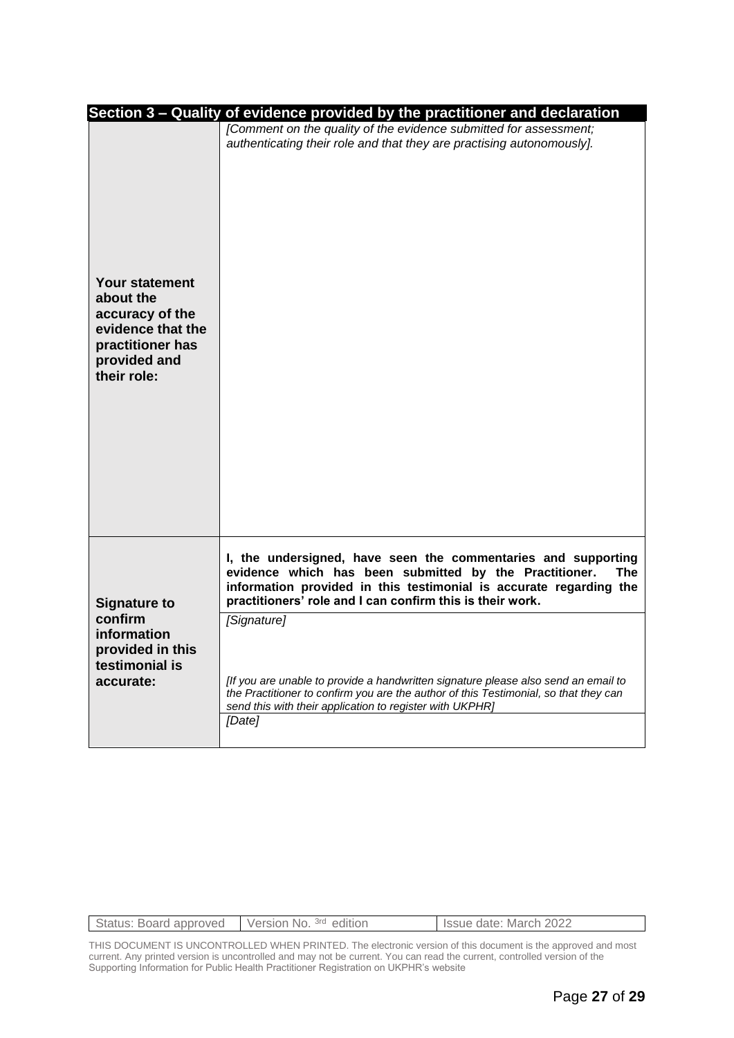| Section 3 – Quality of evidence provided by the practitioner and declaration | |
|---|---|
| **Your statement about the accuracy of the evidence that the practitioner has provided and their role:** | *[Comment on the quality of the evidence submitted for assessment; authenticating their role and that they are practising autonomously].* |
| **Signature to confirm information provided in this testimonial is accurate:** | **I, the undersigned, have seen the commentaries and supporting evidence which has been submitted by the Practitioner. The information provided in this testimonial is accurate regarding the practitioners' role and I can confirm this is their work.** |
| | *[Signature]*<br><br>*[If you are unable to provide a handwritten signature please also send an email to the Practitioner to confirm you are the author of this Testimonial, so that they can send this with their application to register with UKPHR]* |
| | *[Date]* |

| Status: Board approved | Version No. 3rd edition | Issue date: March 2022 |
|---|---|---|

THIS DOCUMENT IS UNCONTROLLED WHEN PRINTED. The electronic version of this document is the approved and most current. Any printed version is uncontrolled and may not be current. You can read the current, controlled version of the Supporting Information for Public Health Practitioner Registration on UKPHR's website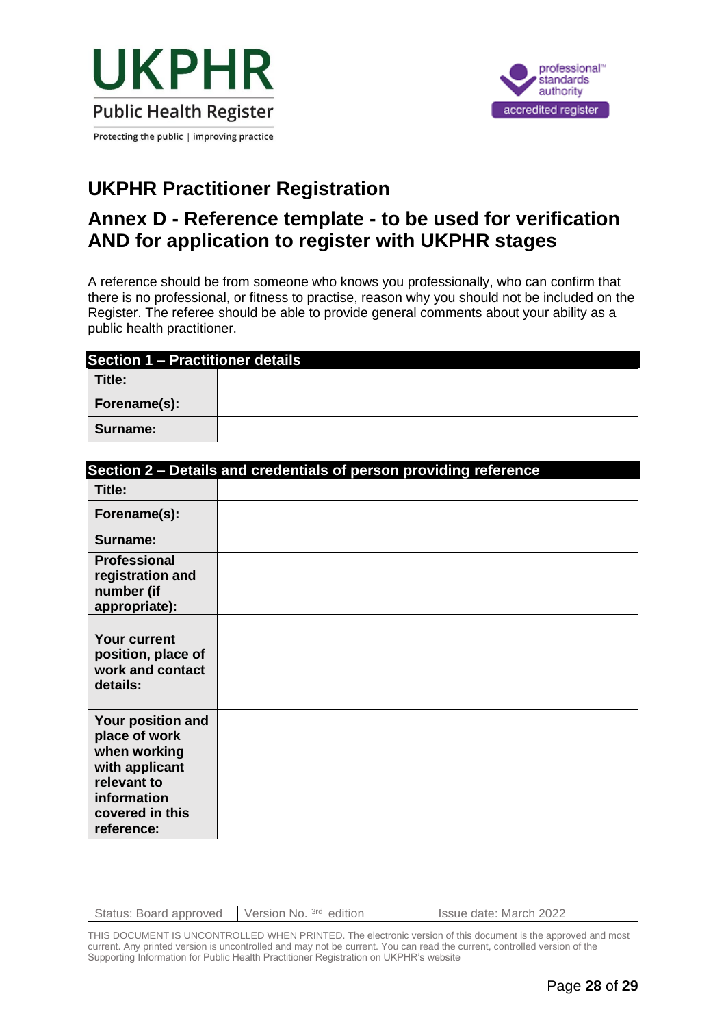UKPHR

Public Health Register

Protecting the public | improving practice

professional standards authority

accredited register

# UKPHR Practitioner Registration

## Annex D - Reference template - to be used for verification AND for application to register with UKPHR stages

A reference should be from someone who knows you professionally, who can confirm that there is no professional, or fitness to practise, reason why you should not be included on the Register. The referee should be able to provide general comments about your ability as a public health practitioner.

| Section 1 – Practitioner details | |
|---|---|
| **Title:** | |
| **Forename(s):** | |
| **Surname:** | |

| Section 2 – Details and credentials of person providing reference | |
|---|---|
| **Title:** | |
| **Forename(s):** | |
| **Surname:** | |
| **Professional registration and number (if appropriate):** | |
| **Your current position, place of work and contact details:** | |
| **Your position and place of work when working with applicant relevant to information covered in this reference:** | |

| Status: Board approved | Version No. 3rd edition | Issue date: March 2022 |
|---|---|---|

THIS DOCUMENT IS UNCONTROLLED WHEN PRINTED. The electronic version of this document is the approved and most current. Any printed version is uncontrolled and may not be current. You can read the current, controlled version of the Supporting Information for Public Health Practitioner Registration on UKPHR's website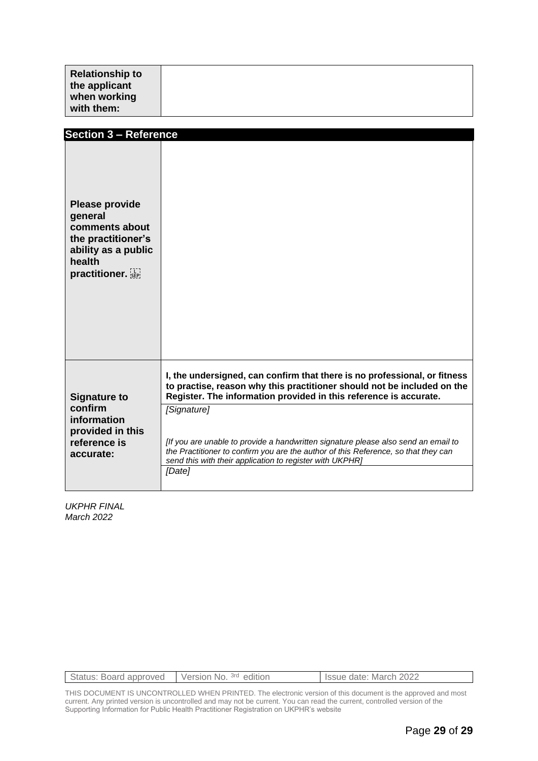| | |
|---|---|
| **Relationship to the applicant when working with them:** | |

## Section 3 – Reference

| | |
|---|---|
| **Please provide general comments about the practitioner's ability as a public health practitioner.** | |
| **Signature to confirm information provided in this reference is accurate:** | **I, the undersigned, can confirm that there is no professional, or fitness to practise, reason why this practitioner should not be included on the Register. The information provided in this reference is accurate.** |
| | *[Signature]*<br><br>*[If you are unable to provide a handwritten signature please also send an email to the Practitioner to confirm you are the author of this Reference, so that they can send this with their application to register with UKPHR]* |
| | *[Date]* |

*UKPHR FINAL*
*March 2022*

| Status: Board approved | Version No. 3rd edition | Issue date: March 2022 |
|---|---|---|

THIS DOCUMENT IS UNCONTROLLED WHEN PRINTED. The electronic version of this document is the approved and most current. Any printed version is uncontrolled and may not be current. You can read the current, controlled version of the Supporting Information for Public Health Practitioner Registration on UKPHR's website